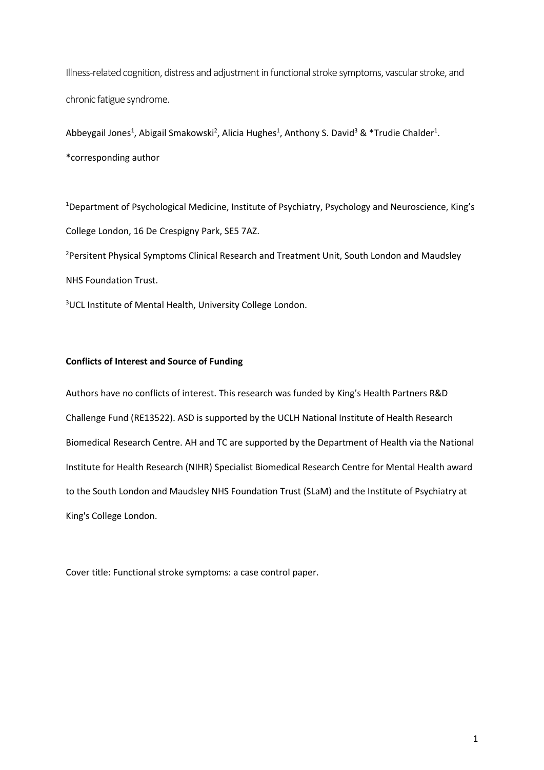# Illness-related cognition, distress and adjustment in functional stroke symptoms, vascular stroke, and chronic fatigue syndrome.

Abbeygail Jones[1], Abigail Smakowski[2], Alicia Hughes[1], Anthony S. David[3] & *Trudie Chalder[1].

*corresponding author

[1]Department of Psychological Medicine, Institute of Psychiatry, Psychology and Neuroscience, King's College London, 16 De Crespigny Park, SE5 7AZ.

[2]Persitent Physical Symptoms Clinical Research and Treatment Unit, South London and Maudsley NHS Foundation Trust.

[3]UCL Institute of Mental Health, University College London.

**Conflicts of Interest and Source of Funding**

Authors have no conflicts of interest. This research was funded by King's Health Partners R&D Challenge Fund (RE13522). ASD is supported by the UCLH National Institute of Health Research Biomedical Research Centre. AH and TC are supported by the Department of Health via the National Institute for Health Research (NIHR) Specialist Biomedical Research Centre for Mental Health award to the South London and Maudsley NHS Foundation Trust (SLaM) and the Institute of Psychiatry at King's College London.

Cover title: Functional stroke symptoms: a case control paper.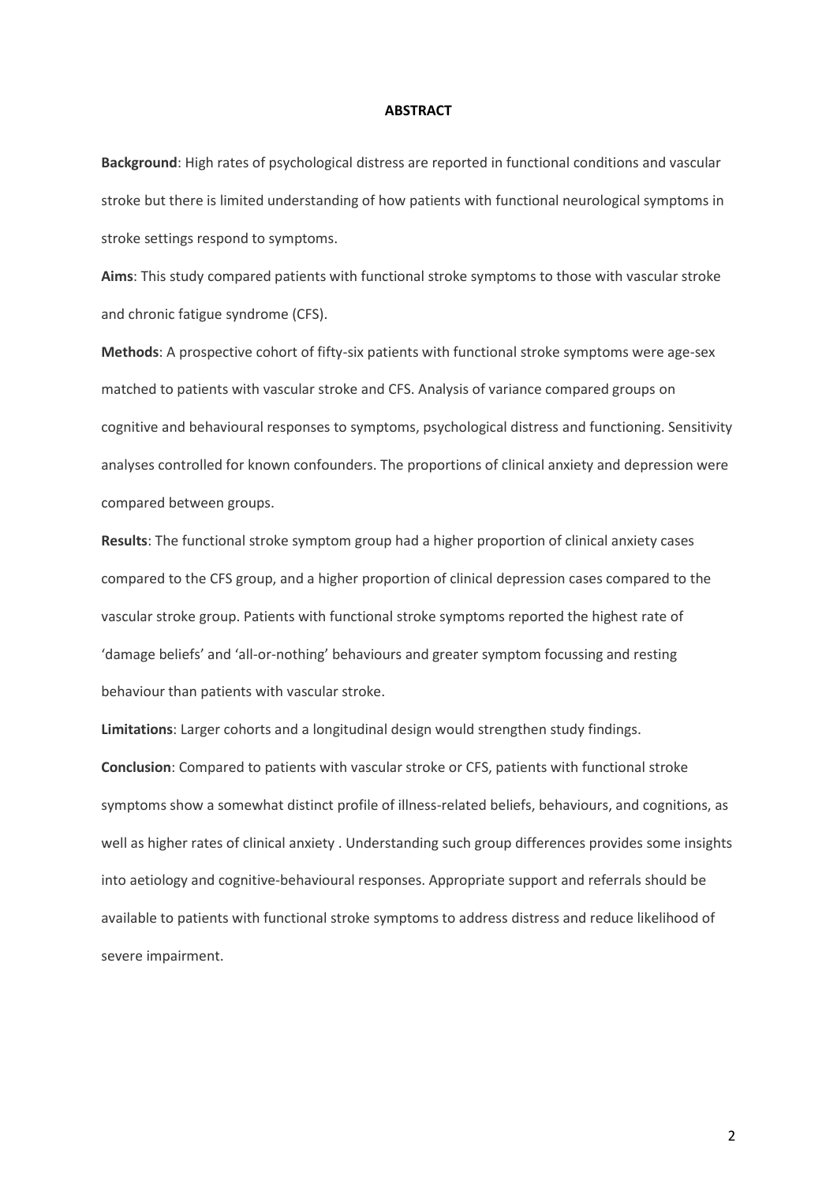## ABSTRACT

**Background**: High rates of psychological distress are reported in functional conditions and vascular stroke but there is limited understanding of how patients with functional neurological symptoms in stroke settings respond to symptoms.

**Aims**: This study compared patients with functional stroke symptoms to those with vascular stroke and chronic fatigue syndrome (CFS).

**Methods**: A prospective cohort of fifty-six patients with functional stroke symptoms were age-sex matched to patients with vascular stroke and CFS. Analysis of variance compared groups on cognitive and behavioural responses to symptoms, psychological distress and functioning. Sensitivity analyses controlled for known confounders. The proportions of clinical anxiety and depression were compared between groups.

**Results**: The functional stroke symptom group had a higher proportion of clinical anxiety cases compared to the CFS group, and a higher proportion of clinical depression cases compared to the vascular stroke group. Patients with functional stroke symptoms reported the highest rate of 'damage beliefs' and 'all-or-nothing' behaviours and greater symptom focussing and resting behaviour than patients with vascular stroke.

**Limitations**: Larger cohorts and a longitudinal design would strengthen study findings.

**Conclusion**: Compared to patients with vascular stroke or CFS, patients with functional stroke symptoms show a somewhat distinct profile of illness-related beliefs, behaviours, and cognitions, as well as higher rates of clinical anxiety . Understanding such group differences provides some insights into aetiology and cognitive-behavioural responses. Appropriate support and referrals should be available to patients with functional stroke symptoms to address distress and reduce likelihood of severe impairment.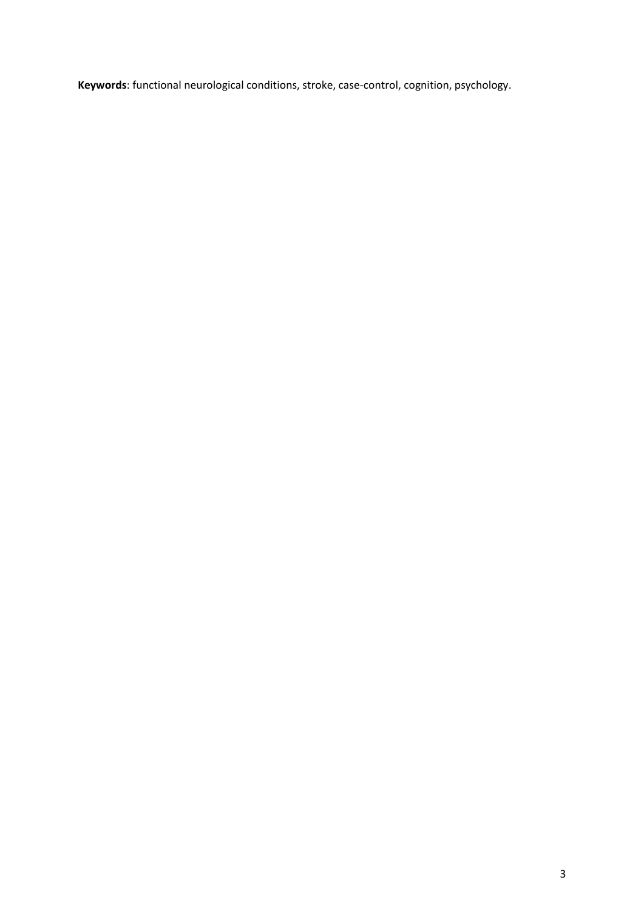**Keywords**: functional neurological conditions, stroke, case-control, cognition, psychology.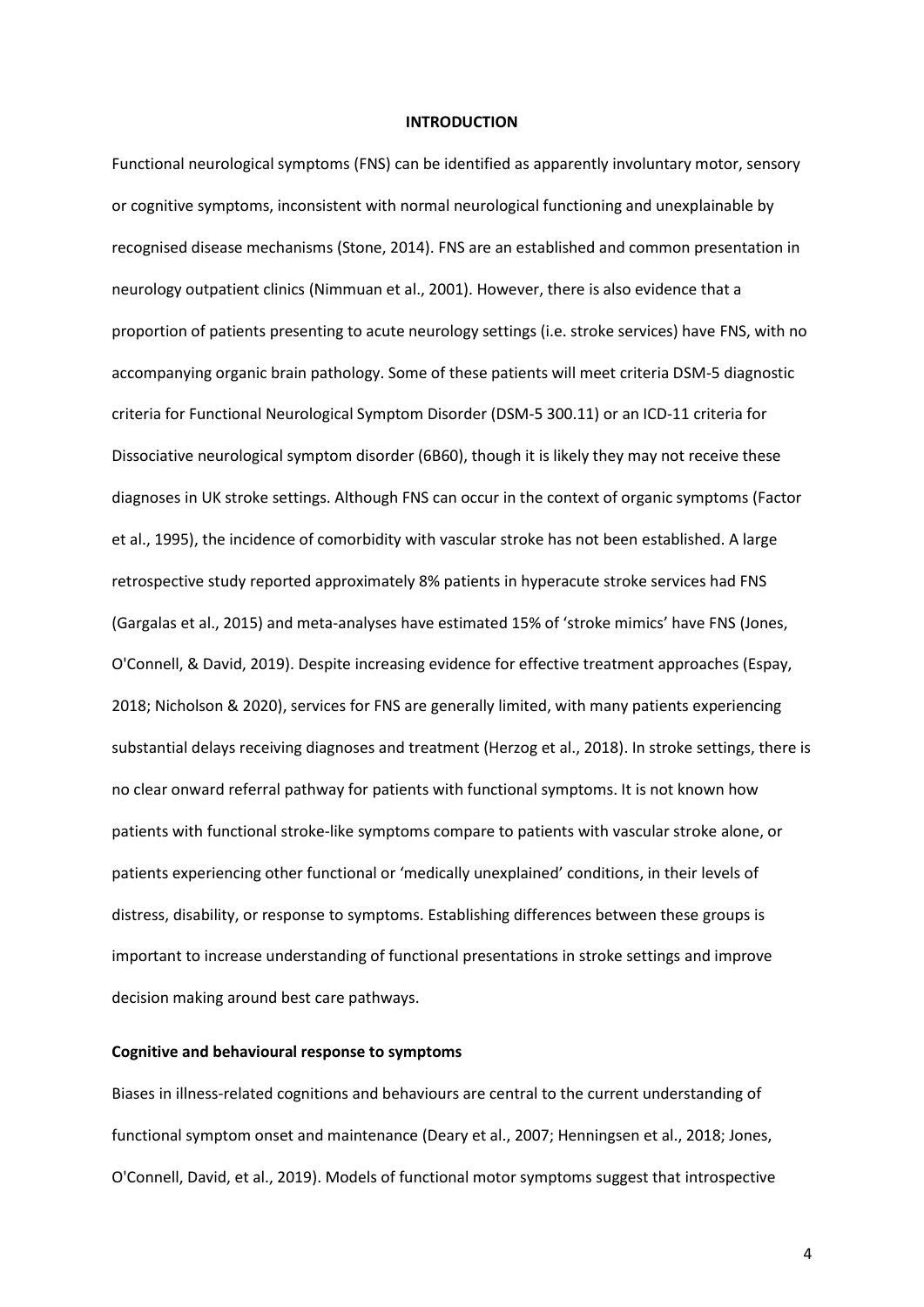## INTRODUCTION

Functional neurological symptoms (FNS) can be identified as apparently involuntary motor, sensory or cognitive symptoms, inconsistent with normal neurological functioning and unexplainable by recognised disease mechanisms (Stone, 2014). FNS are an established and common presentation in neurology outpatient clinics (Nimmuan et al., 2001). However, there is also evidence that a proportion of patients presenting to acute neurology settings (i.e. stroke services) have FNS, with no accompanying organic brain pathology. Some of these patients will meet criteria DSM-5 diagnostic criteria for Functional Neurological Symptom Disorder (DSM-5 300.11) or an ICD-11 criteria for Dissociative neurological symptom disorder (6B60), though it is likely they may not receive these diagnoses in UK stroke settings. Although FNS can occur in the context of organic symptoms (Factor et al., 1995), the incidence of comorbidity with vascular stroke has not been established. A large retrospective study reported approximately 8% patients in hyperacute stroke services had FNS (Gargalas et al., 2015) and meta-analyses have estimated 15% of 'stroke mimics' have FNS (Jones, O'Connell, & David, 2019). Despite increasing evidence for effective treatment approaches (Espay, 2018; Nicholson & 2020), services for FNS are generally limited, with many patients experiencing substantial delays receiving diagnoses and treatment (Herzog et al., 2018). In stroke settings, there is no clear onward referral pathway for patients with functional symptoms. It is not known how patients with functional stroke-like symptoms compare to patients with vascular stroke alone, or patients experiencing other functional or 'medically unexplained' conditions, in their levels of distress, disability, or response to symptoms. Establishing differences between these groups is important to increase understanding of functional presentations in stroke settings and improve decision making around best care pathways.

### Cognitive and behavioural response to symptoms

Biases in illness-related cognitions and behaviours are central to the current understanding of functional symptom onset and maintenance (Deary et al., 2007; Henningsen et al., 2018; Jones, O'Connell, David, et al., 2019). Models of functional motor symptoms suggest that introspective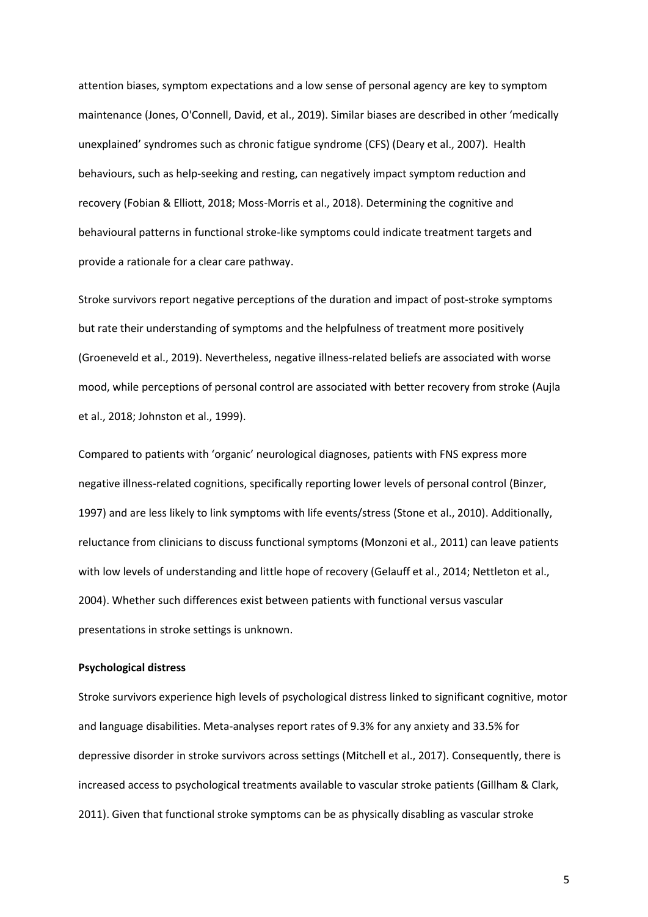attention biases, symptom expectations and a low sense of personal agency are key to symptom maintenance (Jones, O'Connell, David, et al., 2019). Similar biases are described in other 'medically unexplained' syndromes such as chronic fatigue syndrome (CFS) (Deary et al., 2007). Health behaviours, such as help-seeking and resting, can negatively impact symptom reduction and recovery (Fobian & Elliott, 2018; Moss-Morris et al., 2018). Determining the cognitive and behavioural patterns in functional stroke-like symptoms could indicate treatment targets and provide a rationale for a clear care pathway.

Stroke survivors report negative perceptions of the duration and impact of post-stroke symptoms but rate their understanding of symptoms and the helpfulness of treatment more positively (Groeneveld et al., 2019). Nevertheless, negative illness-related beliefs are associated with worse mood, while perceptions of personal control are associated with better recovery from stroke (Aujla et al., 2018; Johnston et al., 1999).

Compared to patients with 'organic' neurological diagnoses, patients with FNS express more negative illness-related cognitions, specifically reporting lower levels of personal control (Binzer, 1997) and are less likely to link symptoms with life events/stress (Stone et al., 2010). Additionally, reluctance from clinicians to discuss functional symptoms (Monzoni et al., 2011) can leave patients with low levels of understanding and little hope of recovery (Gelauff et al., 2014; Nettleton et al., 2004). Whether such differences exist between patients with functional versus vascular presentations in stroke settings is unknown.

**Psychological distress**

Stroke survivors experience high levels of psychological distress linked to significant cognitive, motor and language disabilities. Meta-analyses report rates of 9.3% for any anxiety and 33.5% for depressive disorder in stroke survivors across settings (Mitchell et al., 2017). Consequently, there is increased access to psychological treatments available to vascular stroke patients (Gillham & Clark, 2011). Given that functional stroke symptoms can be as physically disabling as vascular stroke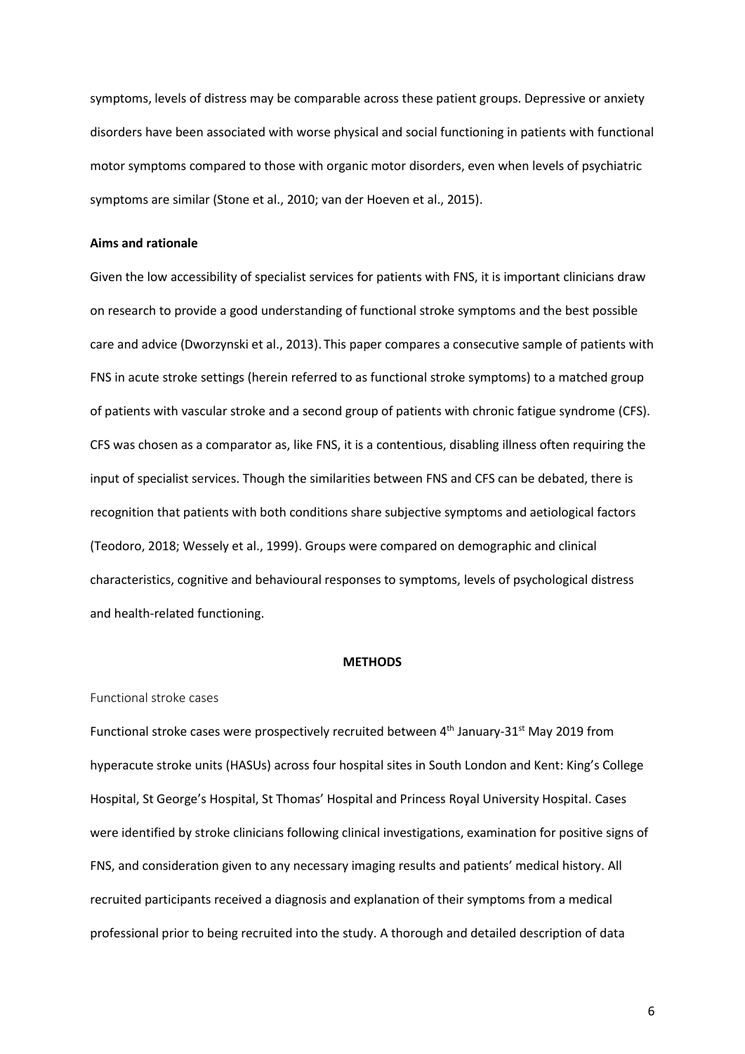symptoms, levels of distress may be comparable across these patient groups. Depressive or anxiety disorders have been associated with worse physical and social functioning in patients with functional motor symptoms compared to those with organic motor disorders, even when levels of psychiatric symptoms are similar (Stone et al., 2010; van der Hoeven et al., 2015).

**Aims and rationale**

Given the low accessibility of specialist services for patients with FNS, it is important clinicians draw on research to provide a good understanding of functional stroke symptoms and the best possible care and advice (Dworzynski et al., 2013). This paper compares a consecutive sample of patients with FNS in acute stroke settings (herein referred to as functional stroke symptoms) to a matched group of patients with vascular stroke and a second group of patients with chronic fatigue syndrome (CFS). CFS was chosen as a comparator as, like FNS, it is a contentious, disabling illness often requiring the input of specialist services. Though the similarities between FNS and CFS can be debated, there is recognition that patients with both conditions share subjective symptoms and aetiological factors (Teodoro, 2018; Wessely et al., 1999). Groups were compared on demographic and clinical characteristics, cognitive and behavioural responses to symptoms, levels of psychological distress and health-related functioning.

## METHODS

### Functional stroke cases

Functional stroke cases were prospectively recruited between 4th January-31st May 2019 from hyperacute stroke units (HASUs) across four hospital sites in South London and Kent: King's College Hospital, St George's Hospital, St Thomas' Hospital and Princess Royal University Hospital. Cases were identified by stroke clinicians following clinical investigations, examination for positive signs of FNS, and consideration given to any necessary imaging results and patients' medical history. All recruited participants received a diagnosis and explanation of their symptoms from a medical professional prior to being recruited into the study. A thorough and detailed description of data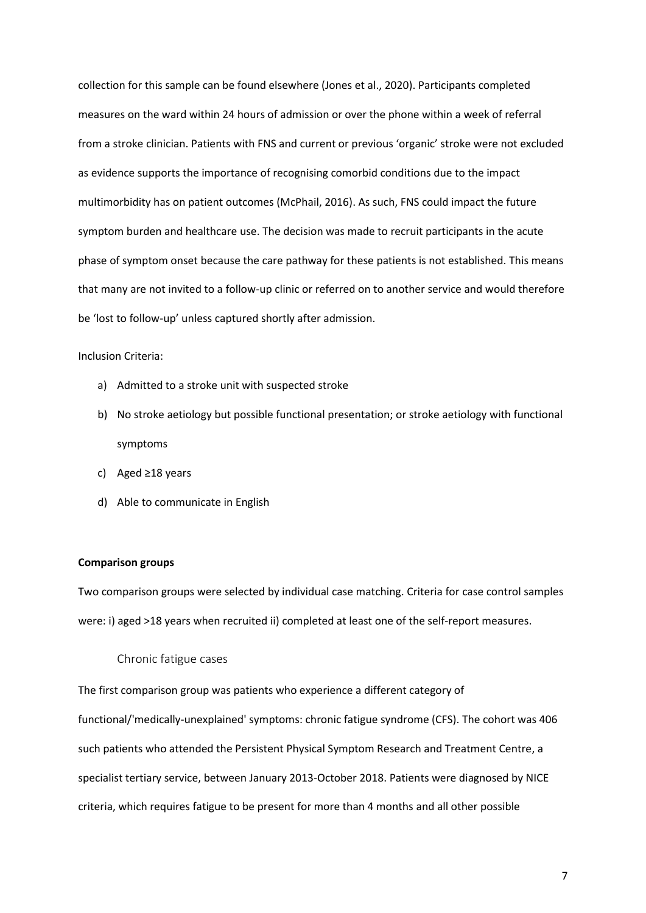collection for this sample can be found elsewhere (Jones et al., 2020). Participants completed measures on the ward within 24 hours of admission or over the phone within a week of referral from a stroke clinician. Patients with FNS and current or previous 'organic' stroke were not excluded as evidence supports the importance of recognising comorbid conditions due to the impact multimorbidity has on patient outcomes (McPhail, 2016). As such, FNS could impact the future symptom burden and healthcare use. The decision was made to recruit participants in the acute phase of symptom onset because the care pathway for these patients is not established. This means that many are not invited to a follow-up clinic or referred on to another service and would therefore be 'lost to follow-up' unless captured shortly after admission.

Inclusion Criteria:

a) Admitted to a stroke unit with suspected stroke
b) No stroke aetiology but possible functional presentation; or stroke aetiology with functional symptoms
c) Aged ≥18 years
d) Able to communicate in English

**Comparison groups**

Two comparison groups were selected by individual case matching. Criteria for case control samples were: i) aged >18 years when recruited ii) completed at least one of the self-report measures.

### Chronic fatigue cases

The first comparison group was patients who experience a different category of functional/'medically-unexplained' symptoms: chronic fatigue syndrome (CFS). The cohort was 406 such patients who attended the Persistent Physical Symptom Research and Treatment Centre, a specialist tertiary service, between January 2013-October 2018. Patients were diagnosed by NICE criteria, which requires fatigue to be present for more than 4 months and all other possible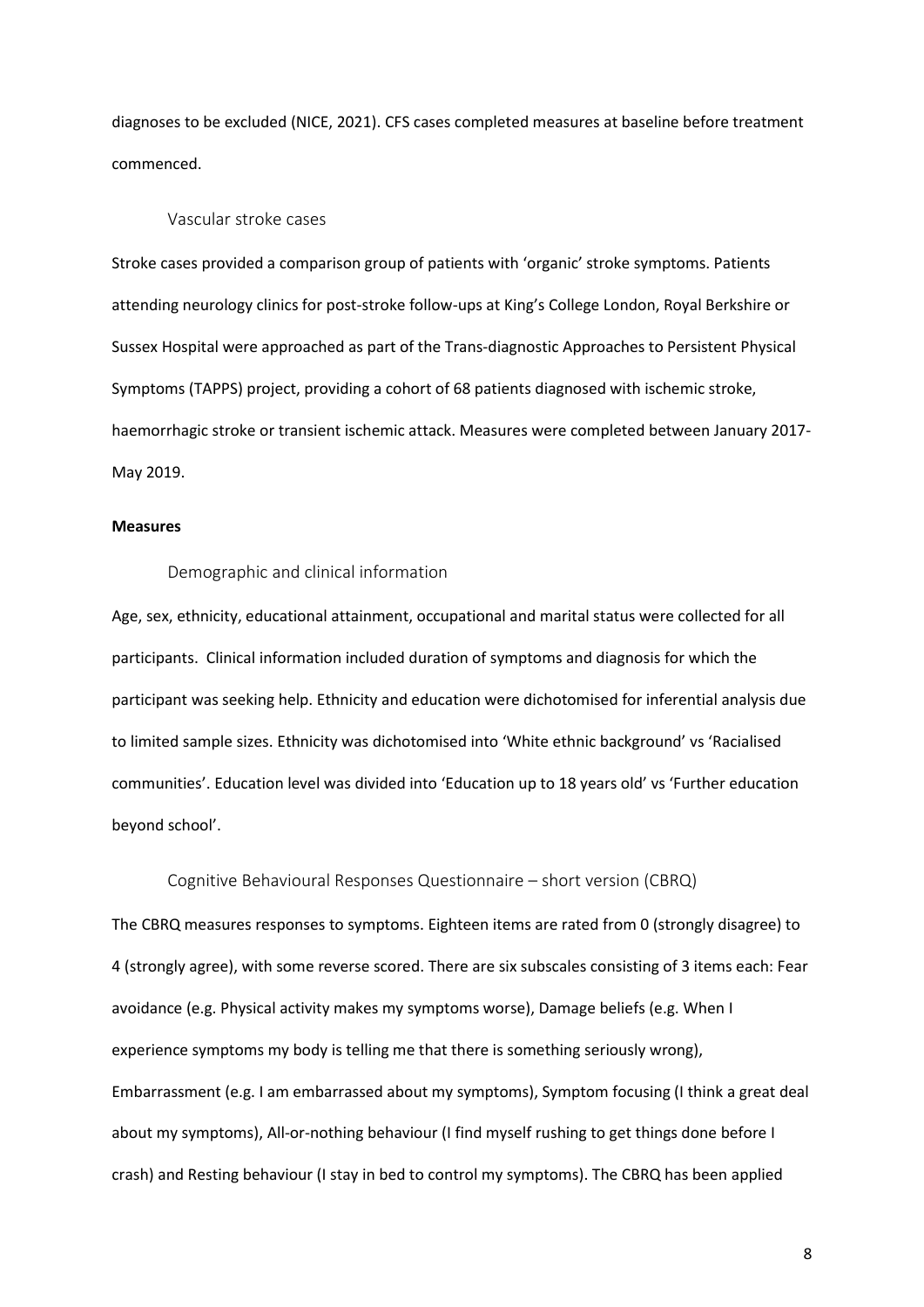diagnoses to be excluded (NICE, 2021). CFS cases completed measures at baseline before treatment commenced.

### Vascular stroke cases

Stroke cases provided a comparison group of patients with 'organic' stroke symptoms. Patients attending neurology clinics for post-stroke follow-ups at King's College London, Royal Berkshire or Sussex Hospital were approached as part of the Trans-diagnostic Approaches to Persistent Physical Symptoms (TAPPS) project, providing a cohort of 68 patients diagnosed with ischemic stroke, haemorrhagic stroke or transient ischemic attack. Measures were completed between January 2017-May 2019.

## Measures

### Demographic and clinical information

Age, sex, ethnicity, educational attainment, occupational and marital status were collected for all participants. Clinical information included duration of symptoms and diagnosis for which the participant was seeking help. Ethnicity and education were dichotomised for inferential analysis due to limited sample sizes. Ethnicity was dichotomised into 'White ethnic background' vs 'Racialised communities'. Education level was divided into 'Education up to 18 years old' vs 'Further education beyond school'.

### Cognitive Behavioural Responses Questionnaire – short version (CBRQ)

The CBRQ measures responses to symptoms. Eighteen items are rated from 0 (strongly disagree) to 4 (strongly agree), with some reverse scored. There are six subscales consisting of 3 items each: Fear avoidance (e.g. Physical activity makes my symptoms worse), Damage beliefs (e.g. When I experience symptoms my body is telling me that there is something seriously wrong), Embarrassment (e.g. I am embarrassed about my symptoms), Symptom focusing (I think a great deal about my symptoms), All-or-nothing behaviour (I find myself rushing to get things done before I crash) and Resting behaviour (I stay in bed to control my symptoms). The CBRQ has been applied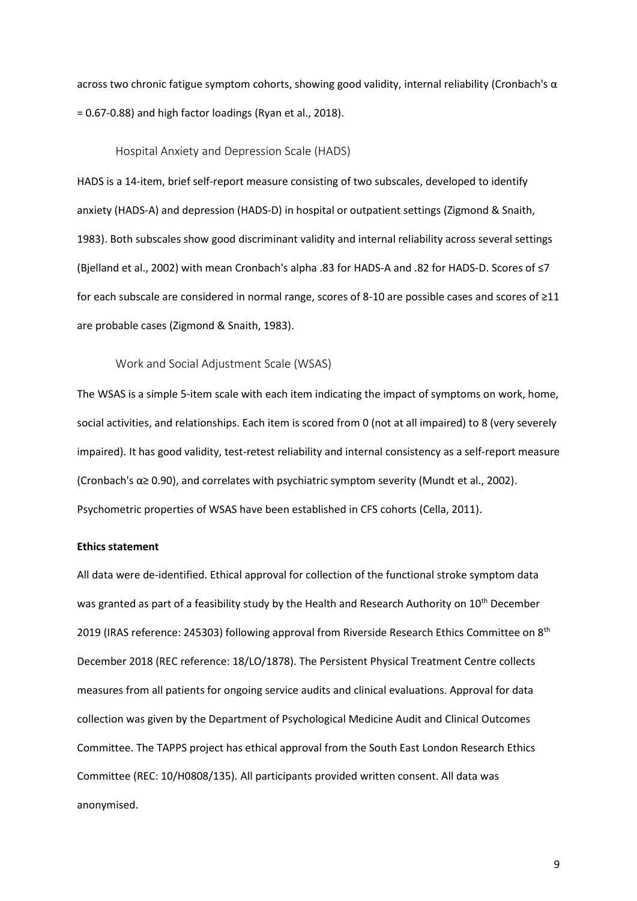across two chronic fatigue symptom cohorts, showing good validity, internal reliability (Cronbach's $\alpha$ = 0.67-0.88) and high factor loadings (Ryan et al., 2018).

### Hospital Anxiety and Depression Scale (HADS)

HADS is a 14-item, brief self-report measure consisting of two subscales, developed to identify anxiety (HADS-A) and depression (HADS-D) in hospital or outpatient settings (Zigmond & Snaith, 1983). Both subscales show good discriminant validity and internal reliability across several settings (Bjelland et al., 2002) with mean Cronbach's alpha .83 for HADS-A and .82 for HADS-D. Scores of $\leq 7$ for each subscale are considered in normal range, scores of 8-10 are possible cases and scores of $\geq 11$ are probable cases (Zigmond & Snaith, 1983).

### Work and Social Adjustment Scale (WSAS)

The WSAS is a simple 5-item scale with each item indicating the impact of symptoms on work, home, social activities, and relationships. Each item is scored from 0 (not at all impaired) to 8 (very severely impaired). It has good validity, test-retest reliability and internal consistency as a self-report measure (Cronbach's $\alpha \geq 0.90$), and correlates with psychiatric symptom severity (Mundt et al., 2002). Psychometric properties of WSAS have been established in CFS cohorts (Cella, 2011).

**Ethics statement**

All data were de-identified. Ethical approval for collection of the functional stroke symptom data was granted as part of a feasibility study by the Health and Research Authority on 10th December 2019 (IRAS reference: 245303) following approval from Riverside Research Ethics Committee on 8th December 2018 (REC reference: 18/LO/1878). The Persistent Physical Treatment Centre collects measures from all patients for ongoing service audits and clinical evaluations. Approval for data collection was given by the Department of Psychological Medicine Audit and Clinical Outcomes Committee. The TAPPS project has ethical approval from the South East London Research Ethics Committee (REC: 10/H0808/135). All participants provided written consent. All data was anonymised.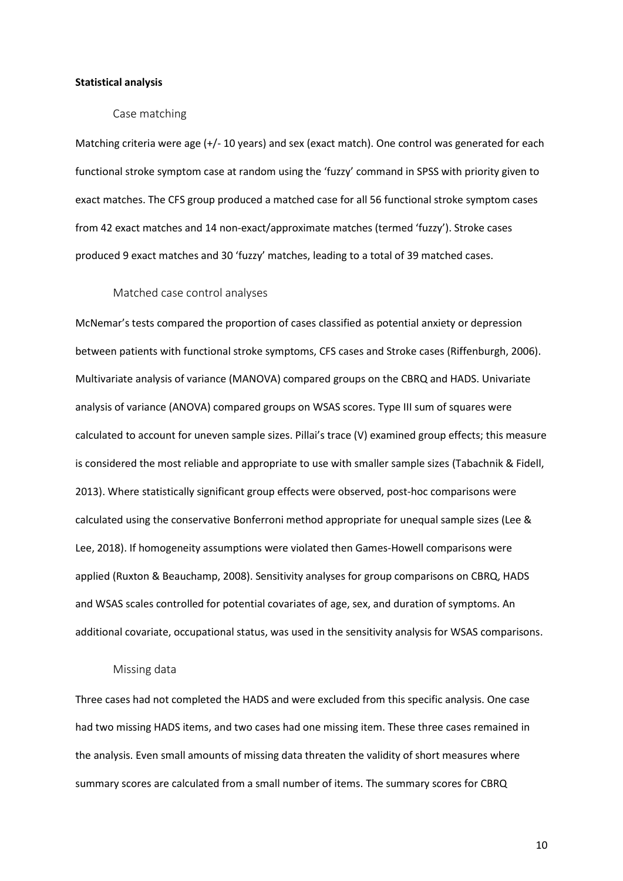**Statistical analysis**

### Case matching

Matching criteria were age (+/- 10 years) and sex (exact match). One control was generated for each functional stroke symptom case at random using the 'fuzzy' command in SPSS with priority given to exact matches. The CFS group produced a matched case for all 56 functional stroke symptom cases from 42 exact matches and 14 non-exact/approximate matches (termed 'fuzzy'). Stroke cases produced 9 exact matches and 30 'fuzzy' matches, leading to a total of 39 matched cases.

### Matched case control analyses

McNemar's tests compared the proportion of cases classified as potential anxiety or depression between patients with functional stroke symptoms, CFS cases and Stroke cases (Riffenburgh, 2006). Multivariate analysis of variance (MANOVA) compared groups on the CBRQ and HADS. Univariate analysis of variance (ANOVA) compared groups on WSAS scores. Type III sum of squares were calculated to account for uneven sample sizes. Pillai's trace (V) examined group effects; this measure is considered the most reliable and appropriate to use with smaller sample sizes (Tabachnik & Fidell, 2013). Where statistically significant group effects were observed, post-hoc comparisons were calculated using the conservative Bonferroni method appropriate for unequal sample sizes (Lee & Lee, 2018). If homogeneity assumptions were violated then Games-Howell comparisons were applied (Ruxton & Beauchamp, 2008). Sensitivity analyses for group comparisons on CBRQ, HADS and WSAS scales controlled for potential covariates of age, sex, and duration of symptoms. An additional covariate, occupational status, was used in the sensitivity analysis for WSAS comparisons.

### Missing data

Three cases had not completed the HADS and were excluded from this specific analysis. One case had two missing HADS items, and two cases had one missing item. These three cases remained in the analysis. Even small amounts of missing data threaten the validity of short measures where summary scores are calculated from a small number of items. The summary scores for CBRQ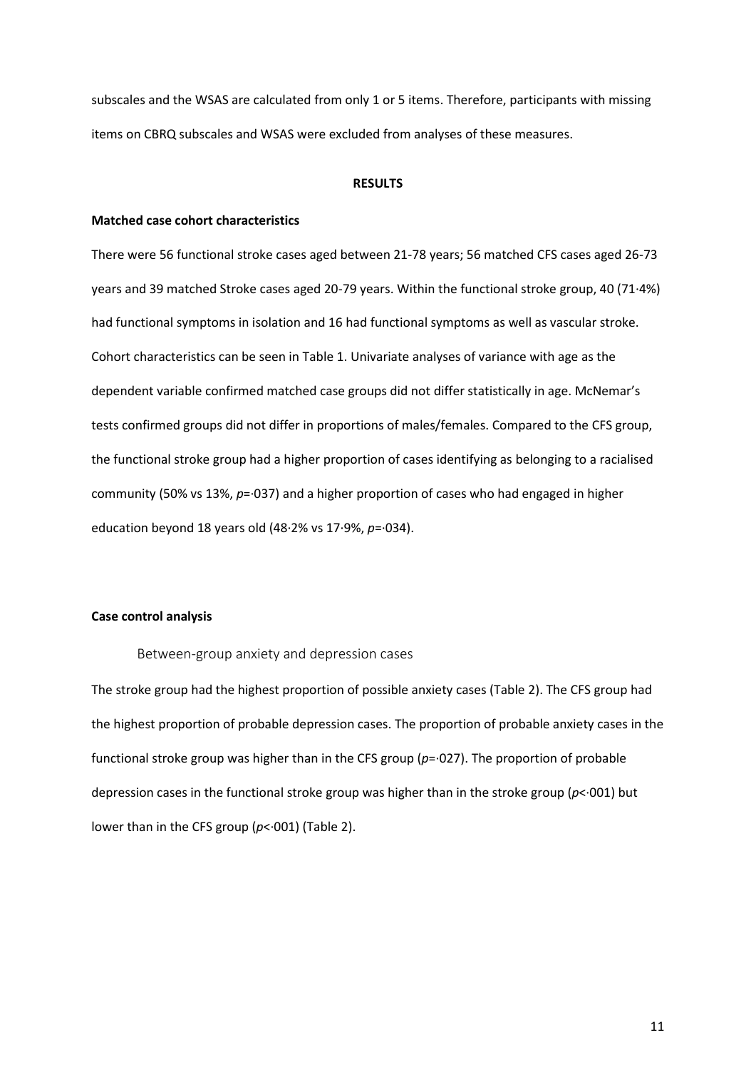subscales and the WSAS are calculated from only 1 or 5 items. Therefore, participants with missing items on CBRQ subscales and WSAS were excluded from analyses of these measures.

## RESULTS

### Matched case cohort characteristics

There were 56 functional stroke cases aged between 21-78 years; 56 matched CFS cases aged 26-73 years and 39 matched Stroke cases aged 20-79 years. Within the functional stroke group, 40 (71·4%) had functional symptoms in isolation and 16 had functional symptoms as well as vascular stroke. Cohort characteristics can be seen in Table 1. Univariate analyses of variance with age as the dependent variable confirmed matched case groups did not differ statistically in age. McNemar's tests confirmed groups did not differ in proportions of males/females. Compared to the CFS group, the functional stroke group had a higher proportion of cases identifying as belonging to a racialised community (50% vs 13%, $p$=·037) and a higher proportion of cases who had engaged in higher education beyond 18 years old (48·2% vs 17·9%, $p$=·034).

### Case control analysis

#### Between-group anxiety and depression cases

The stroke group had the highest proportion of possible anxiety cases (Table 2). The CFS group had the highest proportion of probable depression cases. The proportion of probable anxiety cases in the functional stroke group was higher than in the CFS group ($p$=·027). The proportion of probable depression cases in the functional stroke group was higher than in the stroke group ($p$<·001) but lower than in the CFS group ($p$<·001) (Table 2).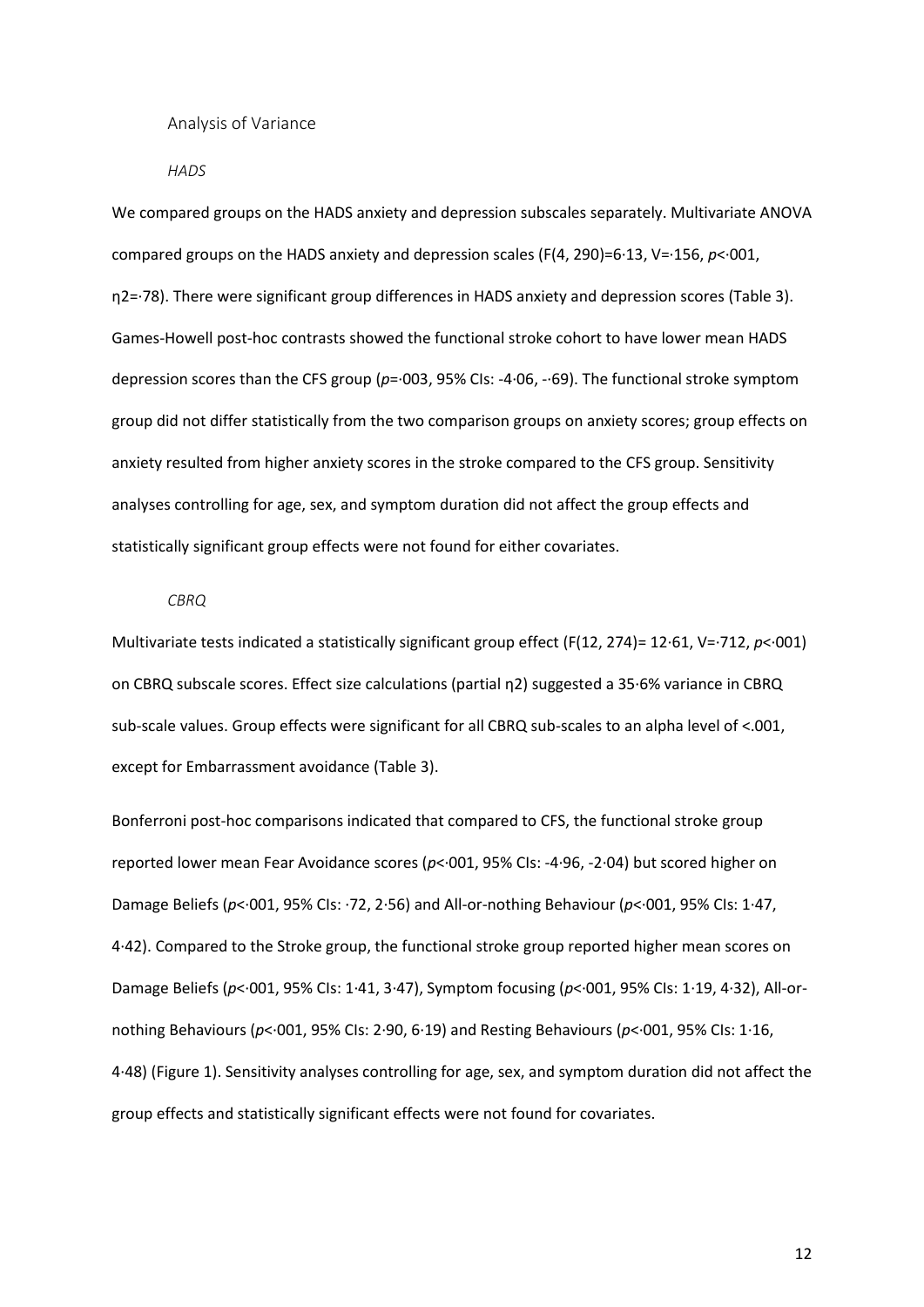## Analysis of Variance

### *HADS*

We compared groups on the HADS anxiety and depression subscales separately. Multivariate ANOVA compared groups on the HADS anxiety and depression scales ($F(4, 290)=6{\cdot}13$, $V={\cdot}156$, $p<{\cdot}001$, $\eta2={\cdot}78$). There were significant group differences in HADS anxiety and depression scores (Table 3). Games-Howell post-hoc contrasts showed the functional stroke cohort to have lower mean HADS depression scores than the CFS group ($p={\cdot}003$, 95% CIs: -4·06, -·69). The functional stroke symptom group did not differ statistically from the two comparison groups on anxiety scores; group effects on anxiety resulted from higher anxiety scores in the stroke compared to the CFS group. Sensitivity analyses controlling for age, sex, and symptom duration did not affect the group effects and statistically significant group effects were not found for either covariates.

### *CBRQ*

Multivariate tests indicated a statistically significant group effect ($F(12, 274)= 12{\cdot}61$, $V={\cdot}712$, $p<{\cdot}001$) on CBRQ subscale scores. Effect size calculations (partial $\eta2$) suggested a 35·6% variance in CBRQ sub-scale values. Group effects were significant for all CBRQ sub-scales to an alpha level of <.001, except for Embarrassment avoidance (Table 3).

Bonferroni post-hoc comparisons indicated that compared to CFS, the functional stroke group reported lower mean Fear Avoidance scores ($p<{\cdot}001$, 95% CIs: -4·96, -2·04) but scored higher on Damage Beliefs ($p<{\cdot}001$, 95% CIs: ·72, 2·56) and All-or-nothing Behaviour ($p<{\cdot}001$, 95% CIs: 1·47, 4·42). Compared to the Stroke group, the functional stroke group reported higher mean scores on Damage Beliefs ($p<{\cdot}001$, 95% CIs: 1·41, 3·47), Symptom focusing ($p<{\cdot}001$, 95% CIs: 1·19, 4·32), All-or-nothing Behaviours ($p<{\cdot}001$, 95% CIs: 2·90, 6·19) and Resting Behaviours ($p<{\cdot}001$, 95% CIs: 1·16, 4·48) (Figure 1). Sensitivity analyses controlling for age, sex, and symptom duration did not affect the group effects and statistically significant effects were not found for covariates.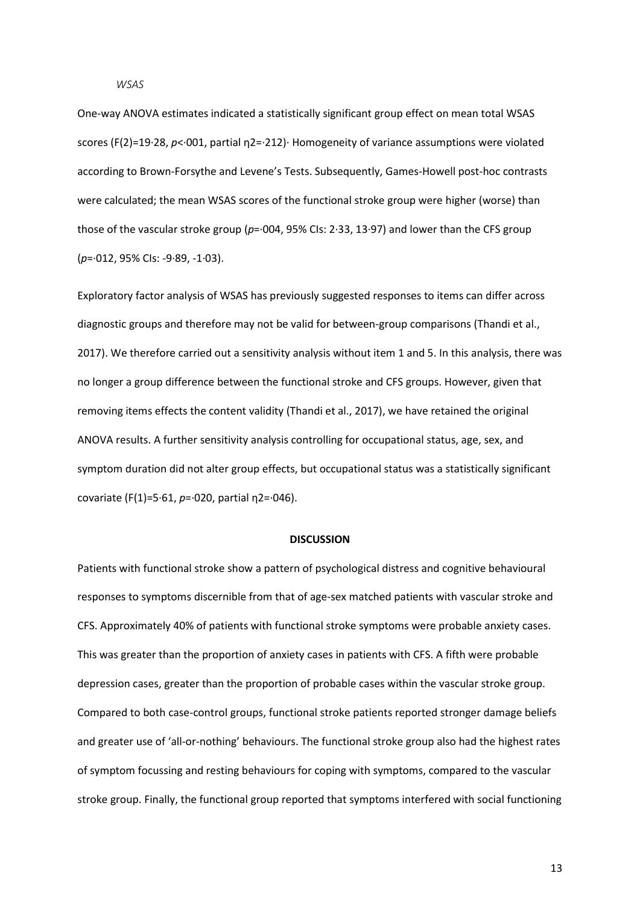*WSAS*

One-way ANOVA estimates indicated a statistically significant group effect on mean total WSAS scores ($F(2)=19{\cdot}28$, $p<{\cdot}001$, partial $\eta2={\cdot}212$)· Homogeneity of variance assumptions were violated according to Brown-Forsythe and Levene's Tests. Subsequently, Games-Howell post-hoc contrasts were calculated; the mean WSAS scores of the functional stroke group were higher (worse) than those of the vascular stroke group ($p={\cdot}004$, 95% CIs: 2·33, 13·97) and lower than the CFS group ($p={\cdot}012$, 95% CIs: -9·89, -1·03).

Exploratory factor analysis of WSAS has previously suggested responses to items can differ across diagnostic groups and therefore may not be valid for between-group comparisons (Thandi et al., 2017). We therefore carried out a sensitivity analysis without item 1 and 5. In this analysis, there was no longer a group difference between the functional stroke and CFS groups. However, given that removing items effects the content validity (Thandi et al., 2017), we have retained the original ANOVA results. A further sensitivity analysis controlling for occupational status, age, sex, and symptom duration did not alter group effects, but occupational status was a statistically significant covariate ($F(1)=5{\cdot}61$, $p={\cdot}020$, partial $\eta2={\cdot}046$).

## DISCUSSION

Patients with functional stroke show a pattern of psychological distress and cognitive behavioural responses to symptoms discernible from that of age-sex matched patients with vascular stroke and CFS. Approximately 40% of patients with functional stroke symptoms were probable anxiety cases. This was greater than the proportion of anxiety cases in patients with CFS. A fifth were probable depression cases, greater than the proportion of probable cases within the vascular stroke group. Compared to both case-control groups, functional stroke patients reported stronger damage beliefs and greater use of 'all-or-nothing' behaviours. The functional stroke group also had the highest rates of symptom focussing and resting behaviours for coping with symptoms, compared to the vascular stroke group. Finally, the functional group reported that symptoms interfered with social functioning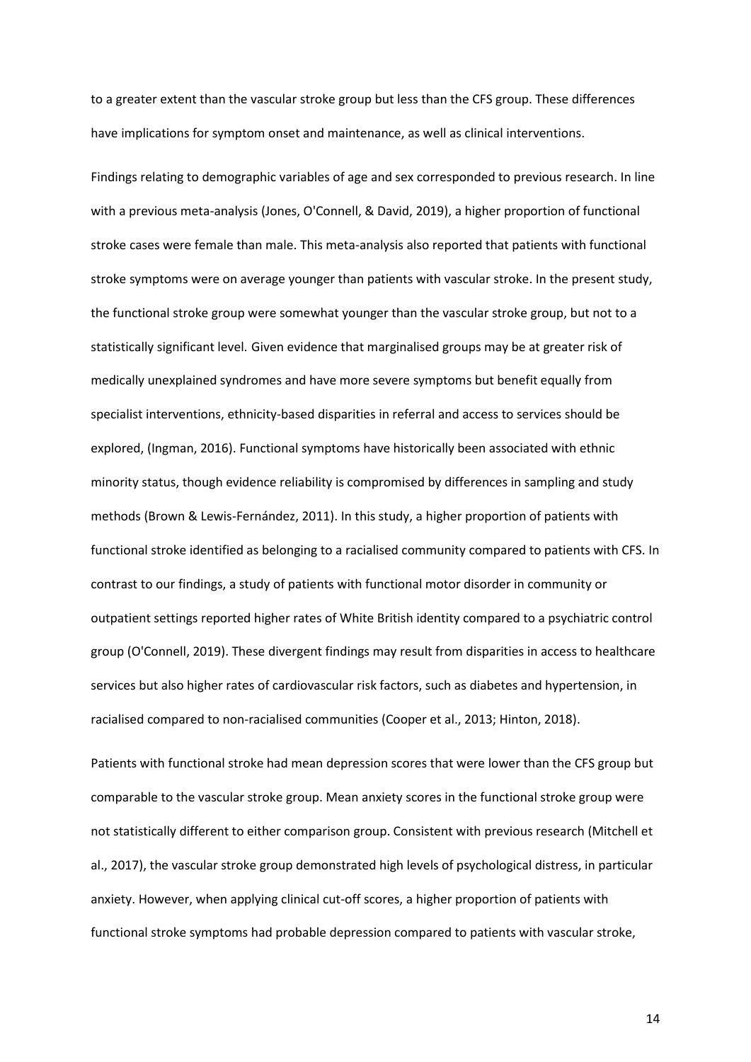to a greater extent than the vascular stroke group but less than the CFS group. These differences have implications for symptom onset and maintenance, as well as clinical interventions.

Findings relating to demographic variables of age and sex corresponded to previous research. In line with a previous meta-analysis (Jones, O'Connell, & David, 2019), a higher proportion of functional stroke cases were female than male. This meta-analysis also reported that patients with functional stroke symptoms were on average younger than patients with vascular stroke. In the present study, the functional stroke group were somewhat younger than the vascular stroke group, but not to a statistically significant level. Given evidence that marginalised groups may be at greater risk of medically unexplained syndromes and have more severe symptoms but benefit equally from specialist interventions, ethnicity-based disparities in referral and access to services should be explored, (Ingman, 2016). Functional symptoms have historically been associated with ethnic minority status, though evidence reliability is compromised by differences in sampling and study methods (Brown & Lewis-Fernández, 2011). In this study, a higher proportion of patients with functional stroke identified as belonging to a racialised community compared to patients with CFS. In contrast to our findings, a study of patients with functional motor disorder in community or outpatient settings reported higher rates of White British identity compared to a psychiatric control group (O'Connell, 2019). These divergent findings may result from disparities in access to healthcare services but also higher rates of cardiovascular risk factors, such as diabetes and hypertension, in racialised compared to non-racialised communities (Cooper et al., 2013; Hinton, 2018).

Patients with functional stroke had mean depression scores that were lower than the CFS group but comparable to the vascular stroke group. Mean anxiety scores in the functional stroke group were not statistically different to either comparison group. Consistent with previous research (Mitchell et al., 2017), the vascular stroke group demonstrated high levels of psychological distress, in particular anxiety. However, when applying clinical cut-off scores, a higher proportion of patients with functional stroke symptoms had probable depression compared to patients with vascular stroke,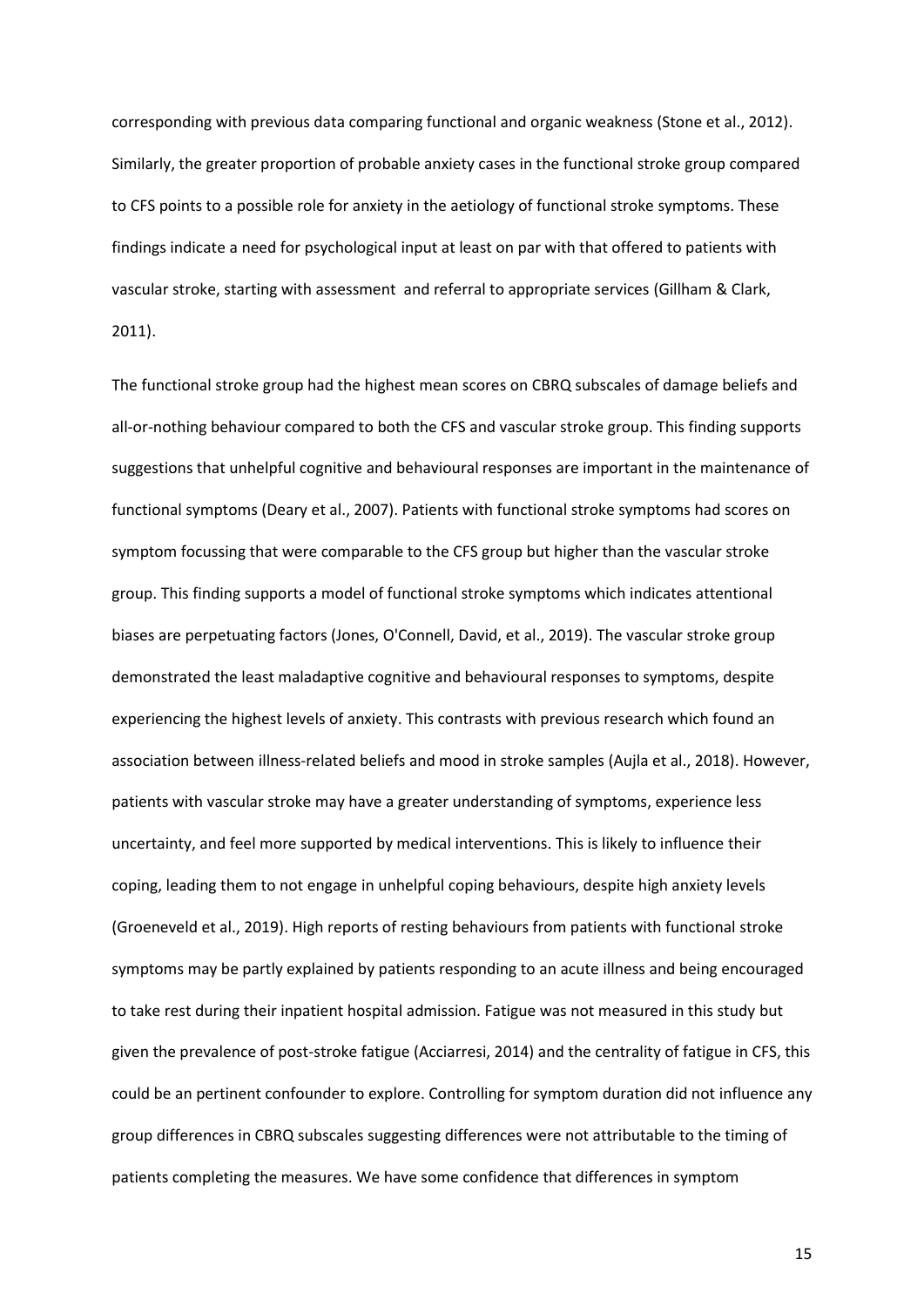corresponding with previous data comparing functional and organic weakness (Stone et al., 2012). Similarly, the greater proportion of probable anxiety cases in the functional stroke group compared to CFS points to a possible role for anxiety in the aetiology of functional stroke symptoms. These findings indicate a need for psychological input at least on par with that offered to patients with vascular stroke, starting with assessment and referral to appropriate services (Gillham & Clark, 2011).

The functional stroke group had the highest mean scores on CBRQ subscales of damage beliefs and all-or-nothing behaviour compared to both the CFS and vascular stroke group. This finding supports suggestions that unhelpful cognitive and behavioural responses are important in the maintenance of functional symptoms (Deary et al., 2007). Patients with functional stroke symptoms had scores on symptom focussing that were comparable to the CFS group but higher than the vascular stroke group. This finding supports a model of functional stroke symptoms which indicates attentional biases are perpetuating factors (Jones, O'Connell, David, et al., 2019). The vascular stroke group demonstrated the least maladaptive cognitive and behavioural responses to symptoms, despite experiencing the highest levels of anxiety. This contrasts with previous research which found an association between illness-related beliefs and mood in stroke samples (Aujla et al., 2018). However, patients with vascular stroke may have a greater understanding of symptoms, experience less uncertainty, and feel more supported by medical interventions. This is likely to influence their coping, leading them to not engage in unhelpful coping behaviours, despite high anxiety levels (Groeneveld et al., 2019). High reports of resting behaviours from patients with functional stroke symptoms may be partly explained by patients responding to an acute illness and being encouraged to take rest during their inpatient hospital admission. Fatigue was not measured in this study but given the prevalence of post-stroke fatigue (Acciarresi, 2014) and the centrality of fatigue in CFS, this could be an pertinent confounder to explore. Controlling for symptom duration did not influence any group differences in CBRQ subscales suggesting differences were not attributable to the timing of patients completing the measures. We have some confidence that differences in symptom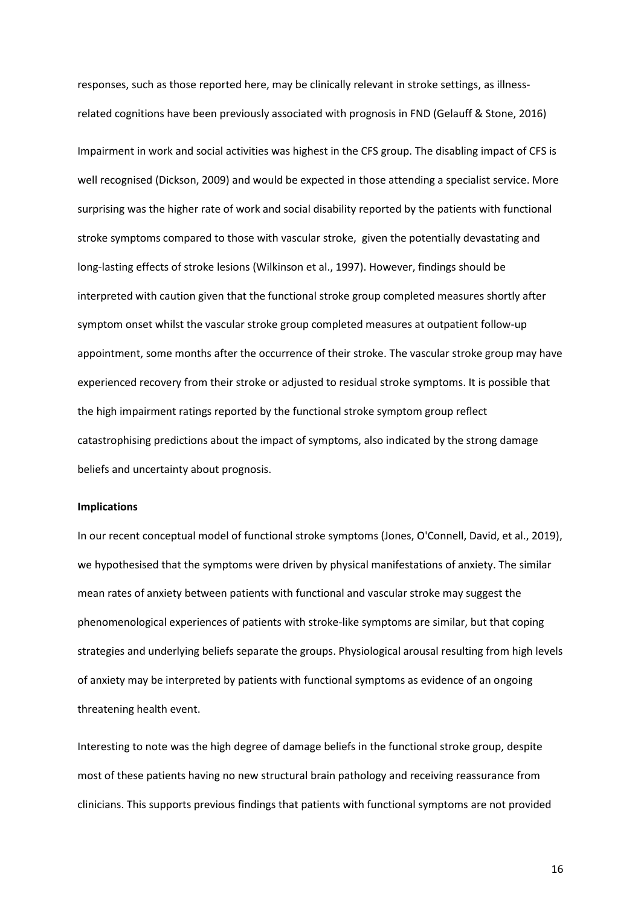responses, such as those reported here, may be clinically relevant in stroke settings, as illness-related cognitions have been previously associated with prognosis in FND (Gelauff & Stone, 2016)

Impairment in work and social activities was highest in the CFS group. The disabling impact of CFS is well recognised (Dickson, 2009) and would be expected in those attending a specialist service. More surprising was the higher rate of work and social disability reported by the patients with functional stroke symptoms compared to those with vascular stroke, given the potentially devastating and long-lasting effects of stroke lesions (Wilkinson et al., 1997). However, findings should be interpreted with caution given that the functional stroke group completed measures shortly after symptom onset whilst the vascular stroke group completed measures at outpatient follow-up appointment, some months after the occurrence of their stroke. The vascular stroke group may have experienced recovery from their stroke or adjusted to residual stroke symptoms. It is possible that the high impairment ratings reported by the functional stroke symptom group reflect catastrophising predictions about the impact of symptoms, also indicated by the strong damage beliefs and uncertainty about prognosis.

**Implications**

In our recent conceptual model of functional stroke symptoms (Jones, O'Connell, David, et al., 2019), we hypothesised that the symptoms were driven by physical manifestations of anxiety. The similar mean rates of anxiety between patients with functional and vascular stroke may suggest the phenomenological experiences of patients with stroke-like symptoms are similar, but that coping strategies and underlying beliefs separate the groups. Physiological arousal resulting from high levels of anxiety may be interpreted by patients with functional symptoms as evidence of an ongoing threatening health event.

Interesting to note was the high degree of damage beliefs in the functional stroke group, despite most of these patients having no new structural brain pathology and receiving reassurance from clinicians. This supports previous findings that patients with functional symptoms are not provided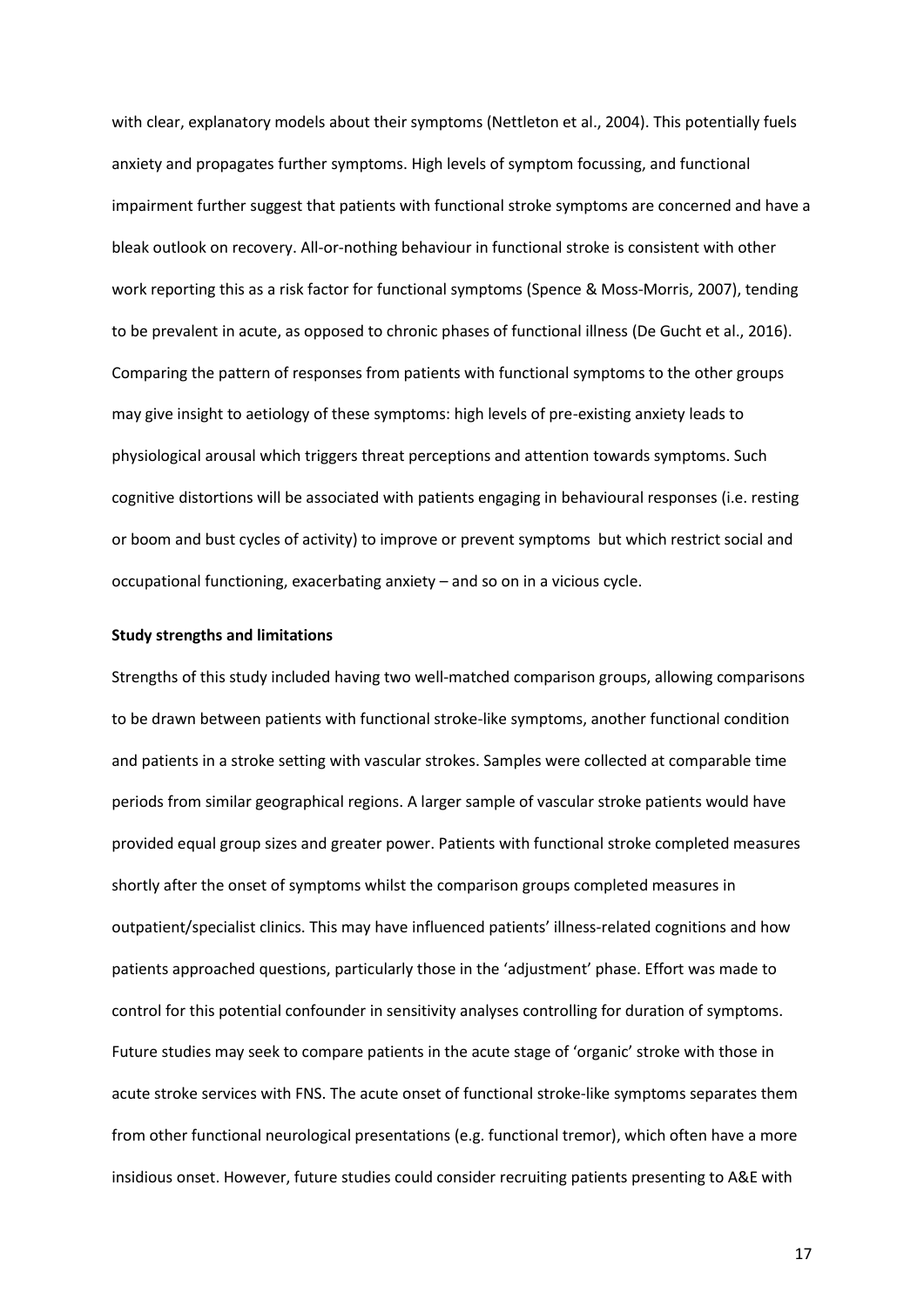with clear, explanatory models about their symptoms (Nettleton et al., 2004). This potentially fuels anxiety and propagates further symptoms. High levels of symptom focussing, and functional impairment further suggest that patients with functional stroke symptoms are concerned and have a bleak outlook on recovery. All-or-nothing behaviour in functional stroke is consistent with other work reporting this as a risk factor for functional symptoms (Spence & Moss-Morris, 2007), tending to be prevalent in acute, as opposed to chronic phases of functional illness (De Gucht et al., 2016). Comparing the pattern of responses from patients with functional symptoms to the other groups may give insight to aetiology of these symptoms: high levels of pre-existing anxiety leads to physiological arousal which triggers threat perceptions and attention towards symptoms. Such cognitive distortions will be associated with patients engaging in behavioural responses (i.e. resting or boom and bust cycles of activity) to improve or prevent symptoms but which restrict social and occupational functioning, exacerbating anxiety – and so on in a vicious cycle.

**Study strengths and limitations**

Strengths of this study included having two well-matched comparison groups, allowing comparisons to be drawn between patients with functional stroke-like symptoms, another functional condition and patients in a stroke setting with vascular strokes. Samples were collected at comparable time periods from similar geographical regions. A larger sample of vascular stroke patients would have provided equal group sizes and greater power. Patients with functional stroke completed measures shortly after the onset of symptoms whilst the comparison groups completed measures in outpatient/specialist clinics. This may have influenced patients' illness-related cognitions and how patients approached questions, particularly those in the 'adjustment' phase. Effort was made to control for this potential confounder in sensitivity analyses controlling for duration of symptoms. Future studies may seek to compare patients in the acute stage of 'organic' stroke with those in acute stroke services with FNS. The acute onset of functional stroke-like symptoms separates them from other functional neurological presentations (e.g. functional tremor), which often have a more insidious onset. However, future studies could consider recruiting patients presenting to A&E with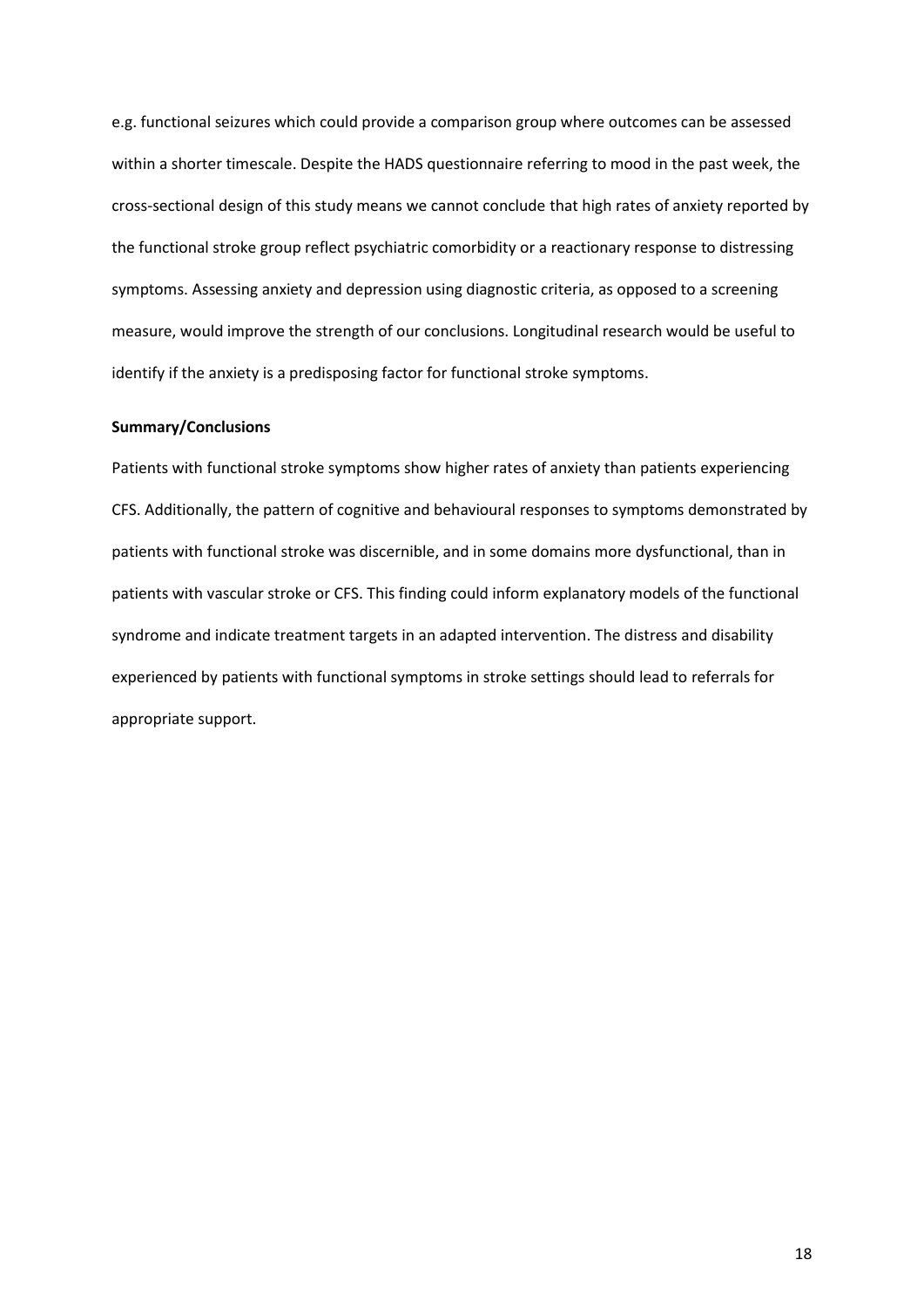e.g. functional seizures which could provide a comparison group where outcomes can be assessed within a shorter timescale. Despite the HADS questionnaire referring to mood in the past week, the cross-sectional design of this study means we cannot conclude that high rates of anxiety reported by the functional stroke group reflect psychiatric comorbidity or a reactionary response to distressing symptoms. Assessing anxiety and depression using diagnostic criteria, as opposed to a screening measure, would improve the strength of our conclusions. Longitudinal research would be useful to identify if the anxiety is a predisposing factor for functional stroke symptoms.

**Summary/Conclusions**

Patients with functional stroke symptoms show higher rates of anxiety than patients experiencing CFS. Additionally, the pattern of cognitive and behavioural responses to symptoms demonstrated by patients with functional stroke was discernible, and in some domains more dysfunctional, than in patients with vascular stroke or CFS. This finding could inform explanatory models of the functional syndrome and indicate treatment targets in an adapted intervention. The distress and disability experienced by patients with functional symptoms in stroke settings should lead to referrals for appropriate support.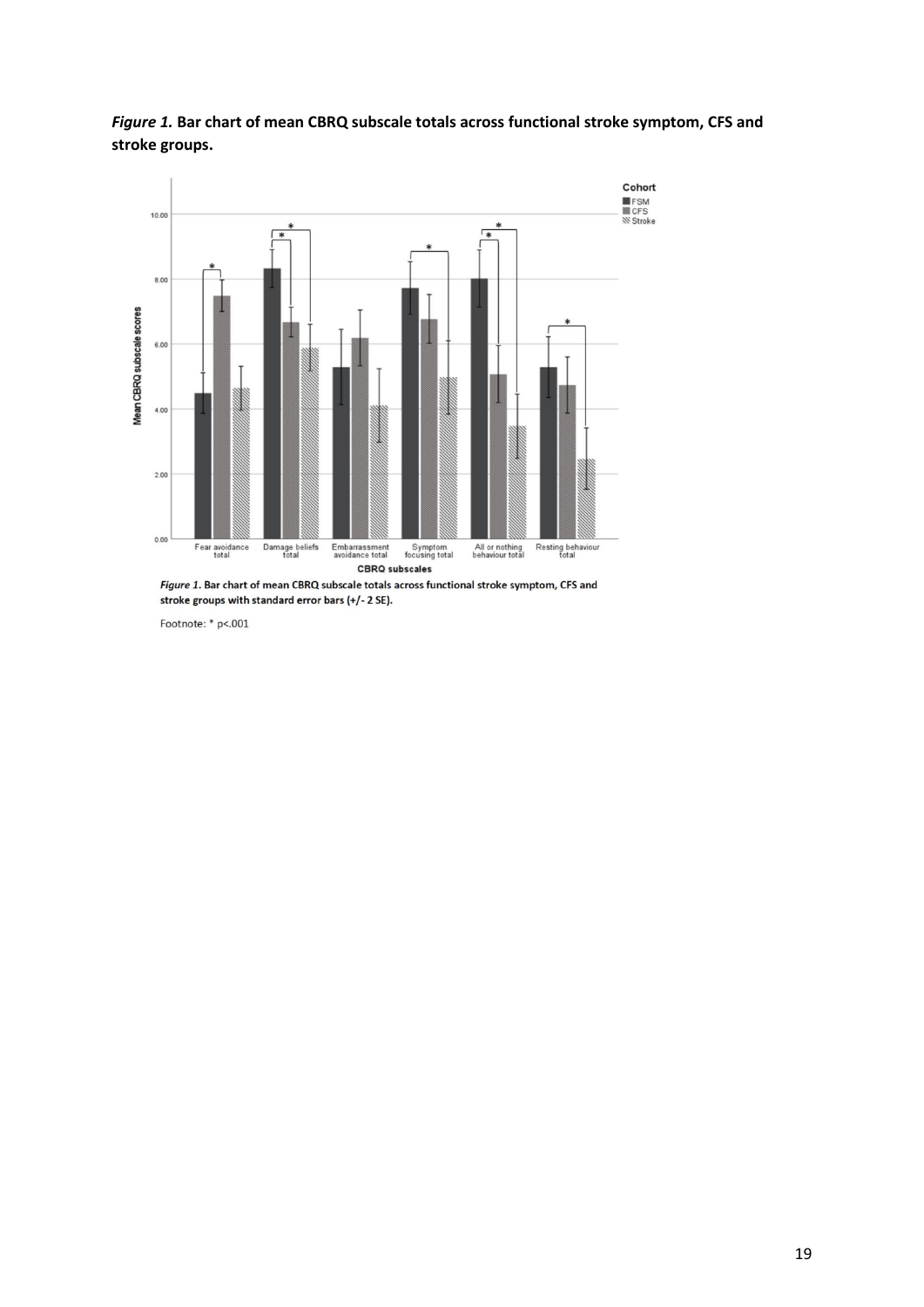*Figure 1.* **Bar chart of mean CBRQ subscale totals across functional stroke symptom, CFS and stroke groups.**

*Figure 1*. Bar chart of mean CBRQ subscale totals across functional stroke symptom, CFS and stroke groups with standard error bars (+/- 2 SE).

Footnote: * $p<.001$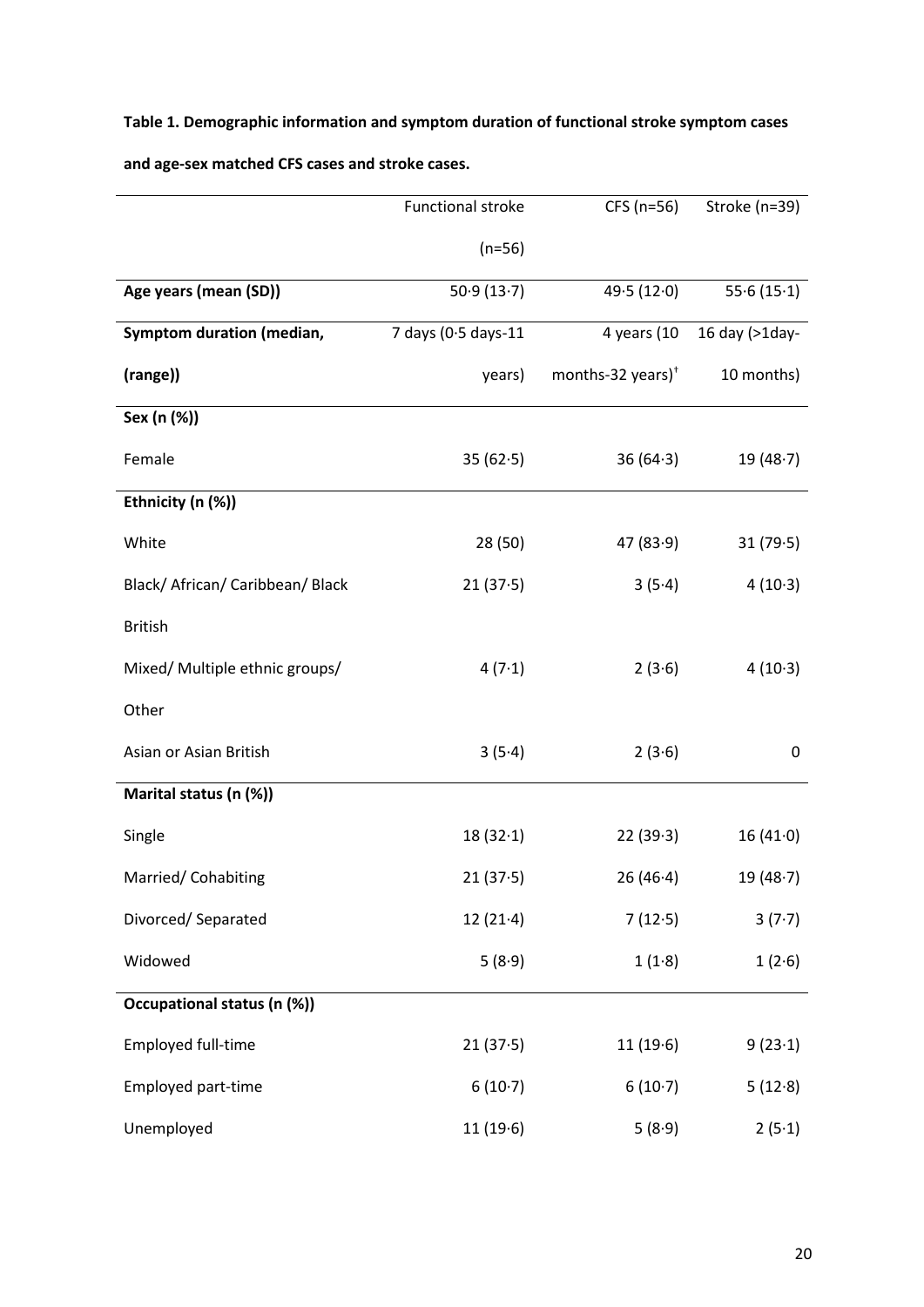**Table 1. Demographic information and symptom duration of functional stroke symptom cases and age-sex matched CFS cases and stroke cases.**

| | Functional stroke (n=56) | CFS (n=56) | Stroke (n=39) |
|---|---|---|---|
| **Age years (mean (SD))** | 50·9 (13·7) | 49·5 (12·0) | 55·6 (15·1) |
| **Symptom duration (median, (range))** | 7 days (0·5 days-11 years) | 4 years (10 months-32 years)[†] | 16 day (>1day-10 months) |
| **Sex (n (%))** | | | |
| Female | 35 (62·5) | 36 (64·3) | 19 (48·7) |
| **Ethnicity (n (%))** | | | |
| White | 28 (50) | 47 (83·9) | 31 (79·5) |
| Black/ African/ Caribbean/ Black British | 21 (37·5) | 3 (5·4) | 4 (10·3) |
| Mixed/ Multiple ethnic groups/ Other | 4 (7·1) | 2 (3·6) | 4 (10·3) |
| Asian or Asian British | 3 (5·4) | 2 (3·6) | 0 |
| **Marital status (n (%))** | | | |
| Single | 18 (32·1) | 22 (39·3) | 16 (41·0) |
| Married/ Cohabiting | 21 (37·5) | 26 (46·4) | 19 (48·7) |
| Divorced/ Separated | 12 (21·4) | 7 (12·5) | 3 (7·7) |
| Widowed | 5 (8·9) | 1 (1·8) | 1 (2·6) |
| **Occupational status (n (%))** | | | |
| Employed full-time | 21 (37·5) | 11 (19·6) | 9 (23·1) |
| Employed part-time | 6 (10·7) | 6 (10·7) | 5 (12·8) |
| Unemployed | 11 (19·6) | 5 (8·9) | 2 (5·1) |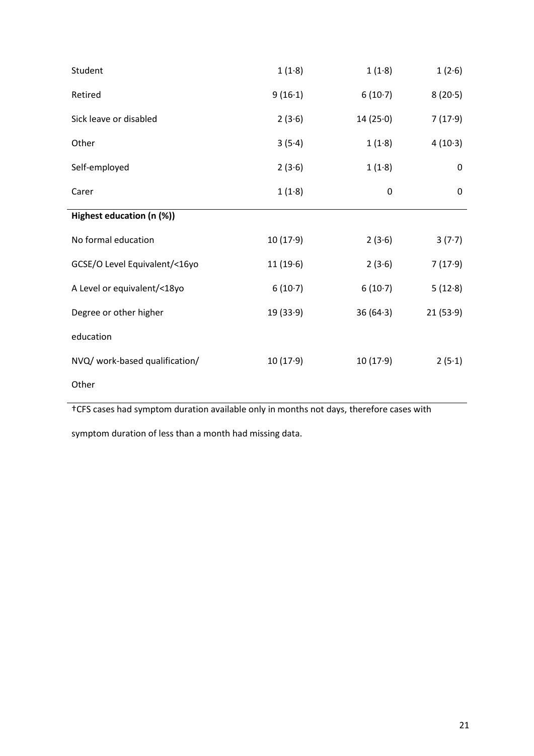| | | | |
|---|---|---|---|
| Student | 1 (1·8) | 1 (1·8) | 1 (2·6) |
| Retired | 9 (16·1) | 6 (10·7) | 8 (20·5) |
| Sick leave or disabled | 2 (3·6) | 14 (25·0) | 7 (17·9) |
| Other | 3 (5·4) | 1 (1·8) | 4 (10·3) |
| Self-employed | 2 (3·6) | 1 (1·8) | 0 |
| Carer | 1 (1·8) | 0 | 0 |
| **Highest education (n (%))** | | | |
| No formal education | 10 (17·9) | 2 (3·6) | 3 (7·7) |
| GCSE/O Level Equivalent/<16yo | 11 (19·6) | 2 (3·6) | 7 (17·9) |
| A Level or equivalent/<18yo | 6 (10·7) | 6 (10·7) | 5 (12·8) |
| Degree or other higher education | 19 (33·9) | 36 (64·3) | 21 (53·9) |
| NVQ/ work-based qualification/ Other | 10 (17·9) | 10 (17·9) | 2 (5·1) |

†CFS cases had symptom duration available only in months not days, therefore cases with symptom duration of less than a month had missing data.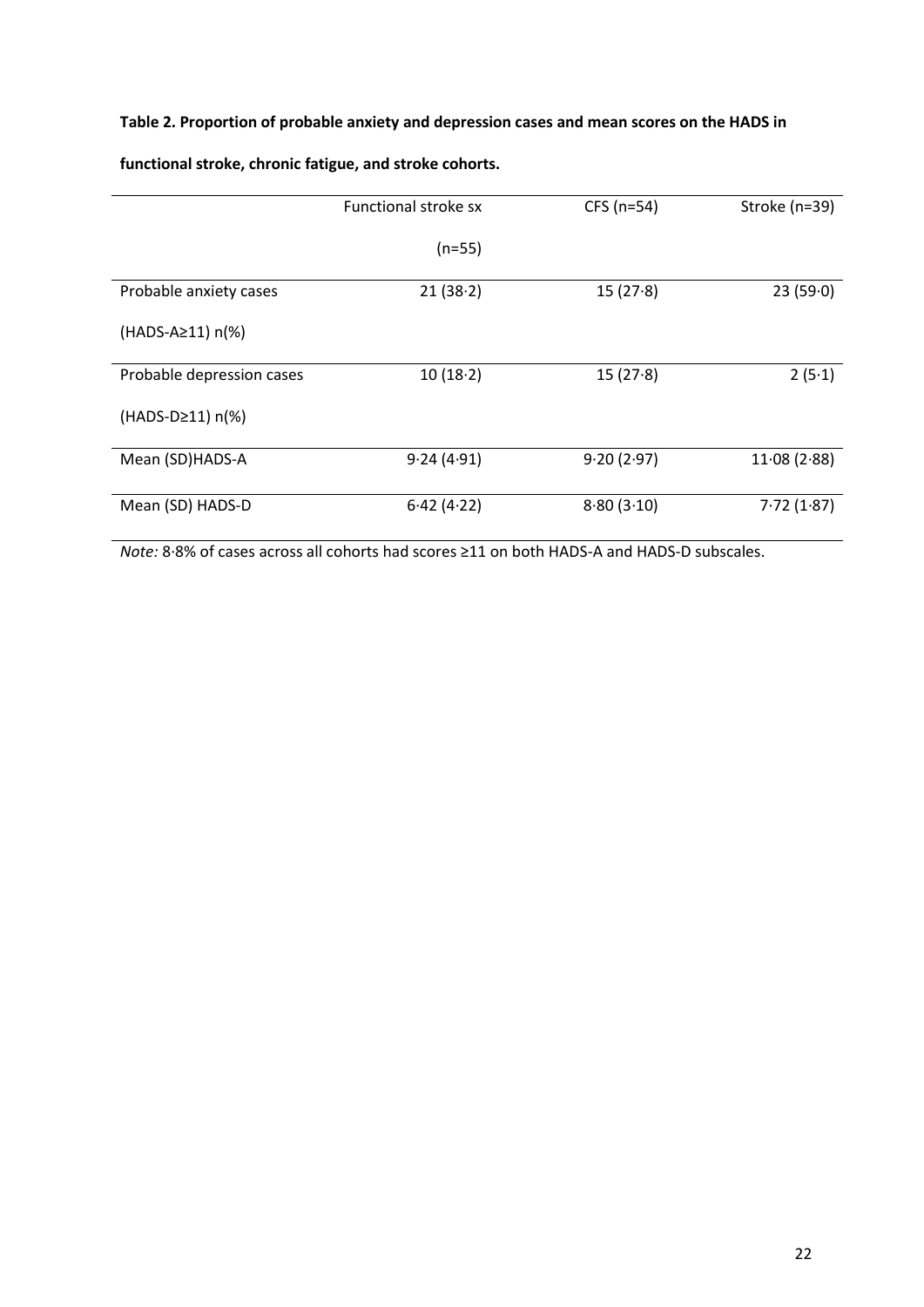**Table 2. Proportion of probable anxiety and depression cases and mean scores on the HADS in functional stroke, chronic fatigue, and stroke cohorts.**

| | Functional stroke sx (n=55) | CFS (n=54) | Stroke (n=39) |
|---|---|---|---|
| Probable anxiety cases (HADS-A≥11) n(%) | 21 (38·2) | 15 (27·8) | 23 (59·0) |
| Probable depression cases (HADS-D≥11) n(%) | 10 (18·2) | 15 (27·8) | 2 (5·1) |
| Mean (SD)HADS-A | 9·24 (4·91) | 9·20 (2·97) | 11·08 (2·88) |
| Mean (SD) HADS-D | 6·42 (4·22) | 8·80 (3·10) | 7·72 (1·87) |

*Note:* 8·8% of cases across all cohorts had scores ≥11 on both HADS-A and HADS-D subscales.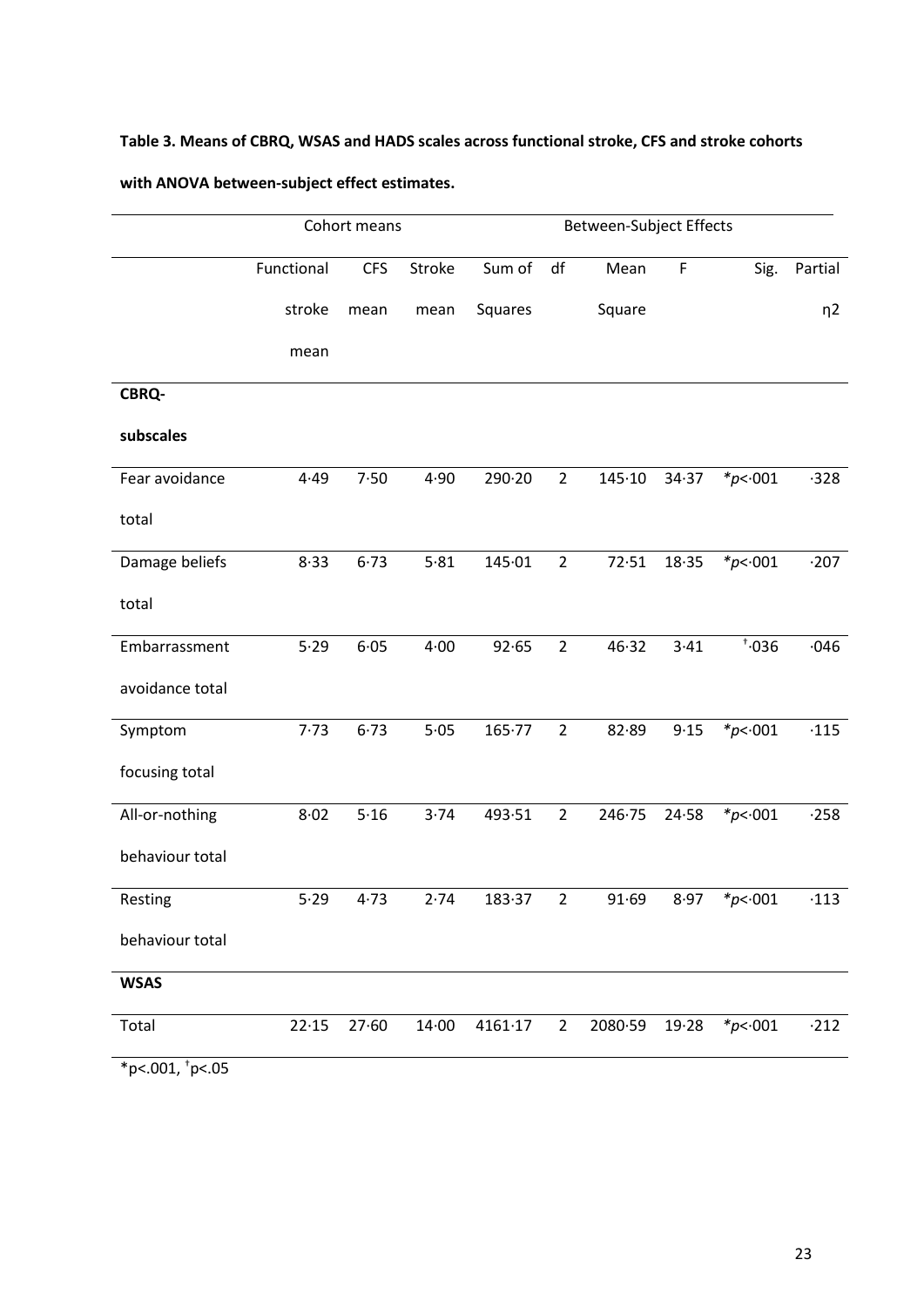**Table 3. Means of CBRQ, WSAS and HADS scales across functional stroke, CFS and stroke cohorts with ANOVA between-subject effect estimates.**

| | Cohort means | | | Between-Subject Effects | | | | | |
|---|---|---|---|---|---|---|---|---|---|
| | Functional stroke mean | CFS mean | Stroke mean | Sum of Squares | df | Mean Square | F | Sig. | Partial η2 |
| **CBRQ-subscales** | | | | | | | | | |
| Fear avoidance total | 4·49 | 7·50 | 4·90 | 290·20 | 2 | 145·10 | 34·37 | *p<·001 | ·328 |
| Damage beliefs total | 8·33 | 6·73 | 5·81 | 145·01 | 2 | 72·51 | 18·35 | *p<·001 | ·207 |
| Embarrassment avoidance total | 5·29 | 6·05 | 4·00 | 92·65 | 2 | 46·32 | 3·41 | †·036 | ·046 |
| Symptom focusing total | 7·73 | 6·73 | 5·05 | 165·77 | 2 | 82·89 | 9·15 | *p<·001 | ·115 |
| All-or-nothing behaviour total | 8·02 | 5·16 | 3·74 | 493·51 | 2 | 246·75 | 24·58 | *p<·001 | ·258 |
| Resting behaviour total | 5·29 | 4·73 | 2·74 | 183·37 | 2 | 91·69 | 8·97 | *p<·001 | ·113 |
| **WSAS** | | | | | | | | | |
| Total | 22·15 | 27·60 | 14·00 | 4161·17 | 2 | 2080·59 | 19·28 | *p<·001 | ·212 |

*p<.001, †p<.05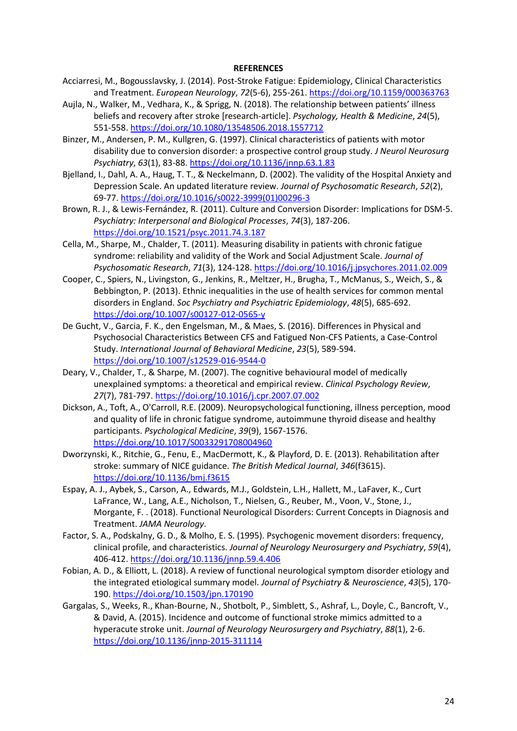**REFERENCES**

Acciarresi, M., Bogousslavsky, J. (2014). Post-Stroke Fatigue: Epidemiology, Clinical Characteristics and Treatment. *European Neurology*, *72*(5-6), 255-261. https://doi.org/10.1159/000363763

Aujla, N., Walker, M., Vedhara, K., & Sprigg, N. (2018). The relationship between patients' illness beliefs and recovery after stroke [research-article]. *Psychology, Health & Medicine*, *24*(5), 551-558. https://doi.org/10.1080/13548506.2018.1557712

Binzer, M., Andersen, P. M., Kullgren, G. (1997). Clinical characteristics of patients with motor disability due to conversion disorder: a prospective control group study. *J Neurol Neurosurg Psychiatry*, *63*(1), 83-88. https://doi.org/10.1136/jnnp.63.1.83

Bjelland, I., Dahl, A. A., Haug, T. T., & Neckelmann, D. (2002). The validity of the Hospital Anxiety and Depression Scale. An updated literature review. *Journal of Psychosomatic Research*, *52*(2), 69-77. https://doi.org/10.1016/s0022-3999(01)00296-3

Brown, R. J., & Lewis-Fernández, R. (2011). Culture and Conversion Disorder: Implications for DSM-5. *Psychiatry: Interpersonal and Biological Processes*, *74*(3), 187-206. https://doi.org/10.1521/psyc.2011.74.3.187

Cella, M., Sharpe, M., Chalder, T. (2011). Measuring disability in patients with chronic fatigue syndrome: reliability and validity of the Work and Social Adjustment Scale. *Journal of Psychosomatic Research*, *71*(3), 124-128. https://doi.org/10.1016/j.jpsychores.2011.02.009

Cooper, C., Spiers, N., Livingston, G., Jenkins, R., Meltzer, H., Brugha, T., McManus, S., Weich, S., & Bebbington, P. (2013). Ethnic inequalities in the use of health services for common mental disorders in England. *Soc Psychiatry and Psychiatric Epidemiology*, *48*(5), 685-692. https://doi.org/10.1007/s00127-012-0565-y

De Gucht, V., Garcia, F. K., den Engelsman, M., & Maes, S. (2016). Differences in Physical and Psychosocial Characteristics Between CFS and Fatigued Non-CFS Patients, a Case-Control Study. *International Journal of Behavioral Medicine*, *23*(5), 589-594. https://doi.org/10.1007/s12529-016-9544-0

Deary, V., Chalder, T., & Sharpe, M. (2007). The cognitive behavioural model of medically unexplained symptoms: a theoretical and empirical review. *Clinical Psychology Review*, *27*(7), 781-797. https://doi.org/10.1016/j.cpr.2007.07.002

Dickson, A., Toft, A., O'Carroll, R.E. (2009). Neuropsychological functioning, illness perception, mood and quality of life in chronic fatigue syndrome, autoimmune thyroid disease and healthy participants. *Psychological Medicine*, *39*(9), 1567-1576. https://doi.org/10.1017/S0033291708004960

Dworzynski, K., Ritchie, G., Fenu, E., MacDermott, K., & Playford, D. E. (2013). Rehabilitation after stroke: summary of NICE guidance. *The British Medical Journal*, *346*(f3615). https://doi.org/10.1136/bmj.f3615

Espay, A. J., Aybek, S., Carson, A., Edwards, M.J., Goldstein, L.H., Hallett, M., LaFaver, K., Curt LaFrance, W., Lang, A.E., Nicholson, T., Nielsen, G., Reuber, M., Voon, V., Stone, J., Morgante, F. . (2018). Functional Neurological Disorders: Current Concepts in Diagnosis and Treatment. *JAMA Neurology*.

Factor, S. A., Podskalny, G. D., & Molho, E. S. (1995). Psychogenic movement disorders: frequency, clinical profile, and characteristics. *Journal of Neurology Neurosurgery and Psychiatry*, *59*(4), 406-412. https://doi.org/10.1136/jnnp.59.4.406

Fobian, A. D., & Elliott, L. (2018). A review of functional neurological symptom disorder etiology and the integrated etiological summary model. *Journal of Psychiatry & Neuroscience*, *43*(5), 170-190. https://doi.org/10.1503/jpn.170190

Gargalas, S., Weeks, R., Khan-Bourne, N., Shotbolt, P., Simblett, S., Ashraf, L., Doyle, C., Bancroft, V., & David, A. (2015). Incidence and outcome of functional stroke mimics admitted to a hyperacute stroke unit. *Journal of Neurology Neurosurgery and Psychiatry*, *88*(1), 2-6. https://doi.org/10.1136/jnnp-2015-311114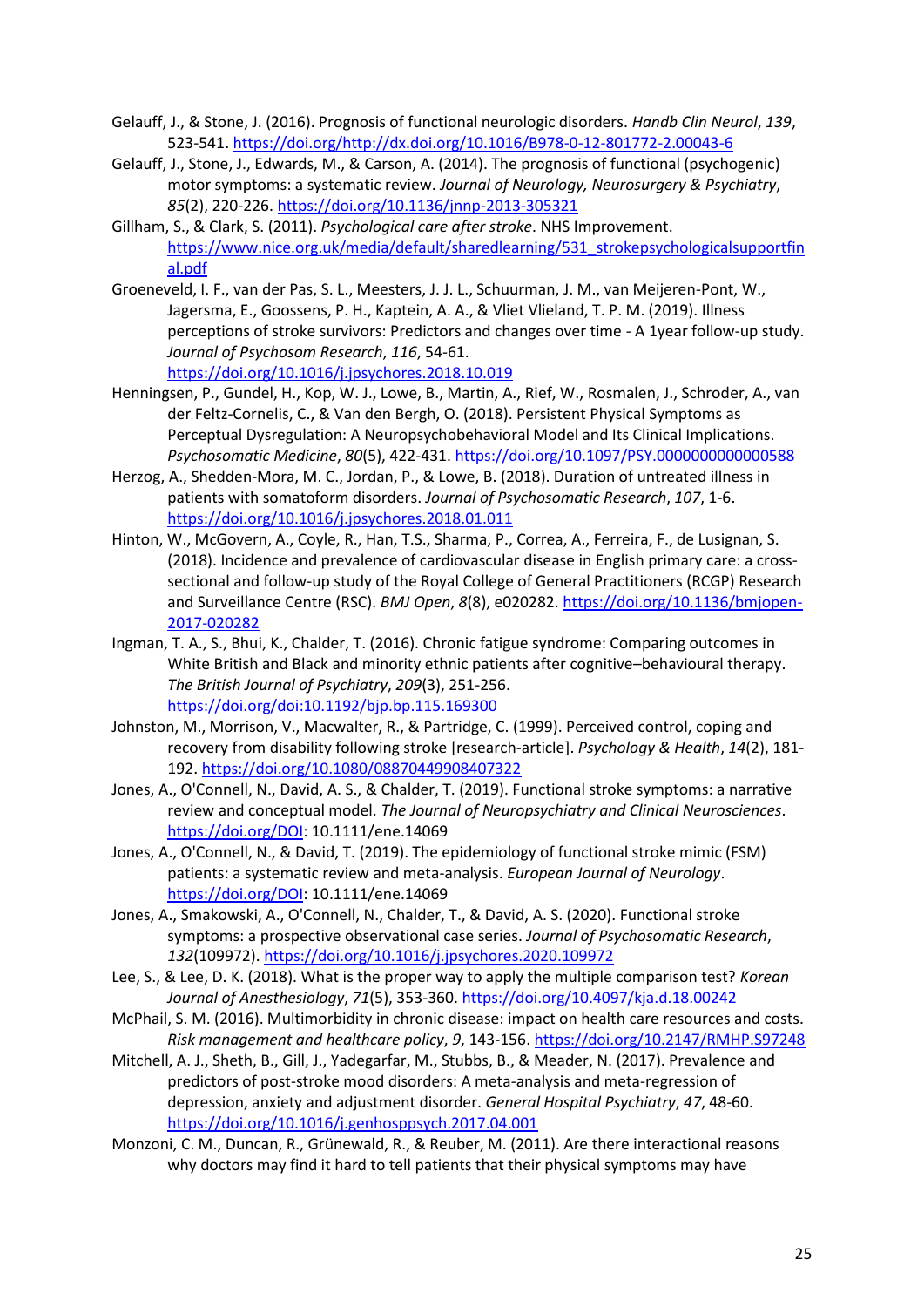Gelauff, J., & Stone, J. (2016). Prognosis of functional neurologic disorders. *Handb Clin Neurol*, *139*, 523-541. https://doi.org/http://dx.doi.org/10.1016/B978-0-12-801772-2.00043-6

Gelauff, J., Stone, J., Edwards, M., & Carson, A. (2014). The prognosis of functional (psychogenic) motor symptoms: a systematic review. *Journal of Neurology, Neurosurgery & Psychiatry*, *85*(2), 220-226. https://doi.org/10.1136/jnnp-2013-305321

Gillham, S., & Clark, S. (2011). *Psychological care after stroke*. NHS Improvement. https://www.nice.org.uk/media/default/sharedlearning/531_strokepsychologicalsupportfinal.pdf

Groeneveld, I. F., van der Pas, S. L., Meesters, J. J. L., Schuurman, J. M., van Meijeren-Pont, W., Jagersma, E., Goossens, P. H., Kaptein, A. A., & Vliet Vlieland, T. P. M. (2019). Illness perceptions of stroke survivors: Predictors and changes over time - A 1year follow-up study. *Journal of Psychosom Research*, *116*, 54-61. https://doi.org/10.1016/j.jpsychores.2018.10.019

Henningsen, P., Gundel, H., Kop, W. J., Lowe, B., Martin, A., Rief, W., Rosmalen, J., Schroder, A., van der Feltz-Cornelis, C., & Van den Bergh, O. (2018). Persistent Physical Symptoms as Perceptual Dysregulation: A Neuropsychobehavioral Model and Its Clinical Implications. *Psychosomatic Medicine*, *80*(5), 422-431. https://doi.org/10.1097/PSY.0000000000000588

Herzog, A., Shedden-Mora, M. C., Jordan, P., & Lowe, B. (2018). Duration of untreated illness in patients with somatoform disorders. *Journal of Psychosomatic Research*, *107*, 1-6. https://doi.org/10.1016/j.jpsychores.2018.01.011

Hinton, W., McGovern, A., Coyle, R., Han, T.S., Sharma, P., Correa, A., Ferreira, F., de Lusignan, S. (2018). Incidence and prevalence of cardiovascular disease in English primary care: a cross-sectional and follow-up study of the Royal College of General Practitioners (RCGP) Research and Surveillance Centre (RSC). *BMJ Open*, *8*(8), e020282. https://doi.org/10.1136/bmjopen-2017-020282

Ingman, T. A., S., Bhui, K., Chalder, T. (2016). Chronic fatigue syndrome: Comparing outcomes in White British and Black and minority ethnic patients after cognitive–behavioural therapy. *The British Journal of Psychiatry*, *209*(3), 251-256. https://doi.org/doi:10.1192/bjp.bp.115.169300

Johnston, M., Morrison, V., Macwalter, R., & Partridge, C. (1999). Perceived control, coping and recovery from disability following stroke [research-article]. *Psychology & Health*, *14*(2), 181-192. https://doi.org/10.1080/08870449908407322

Jones, A., O'Connell, N., David, A. S., & Chalder, T. (2019). Functional stroke symptoms: a narrative review and conceptual model. *The Journal of Neuropsychiatry and Clinical Neurosciences*. https://doi.org/DOI: 10.1111/ene.14069

Jones, A., O'Connell, N., & David, T. (2019). The epidemiology of functional stroke mimic (FSM) patients: a systematic review and meta-analysis. *European Journal of Neurology*. https://doi.org/DOI: 10.1111/ene.14069

Jones, A., Smakowski, A., O'Connell, N., Chalder, T., & David, A. S. (2020). Functional stroke symptoms: a prospective observational case series. *Journal of Psychosomatic Research*, *132*(109972). https://doi.org/10.1016/j.jpsychores.2020.109972

Lee, S., & Lee, D. K. (2018). What is the proper way to apply the multiple comparison test? *Korean Journal of Anesthesiology*, *71*(5), 353-360. https://doi.org/10.4097/kja.d.18.00242

McPhail, S. M. (2016). Multimorbidity in chronic disease: impact on health care resources and costs. *Risk management and healthcare policy*, *9*, 143-156. https://doi.org/10.2147/RMHP.S97248

Mitchell, A. J., Sheth, B., Gill, J., Yadegarfar, M., Stubbs, B., & Meader, N. (2017). Prevalence and predictors of post-stroke mood disorders: A meta-analysis and meta-regression of depression, anxiety and adjustment disorder. *General Hospital Psychiatry*, *47*, 48-60. https://doi.org/10.1016/j.genhosppsych.2017.04.001

Monzoni, C. M., Duncan, R., Grünewald, R., & Reuber, M. (2011). Are there interactional reasons why doctors may find it hard to tell patients that their physical symptoms may have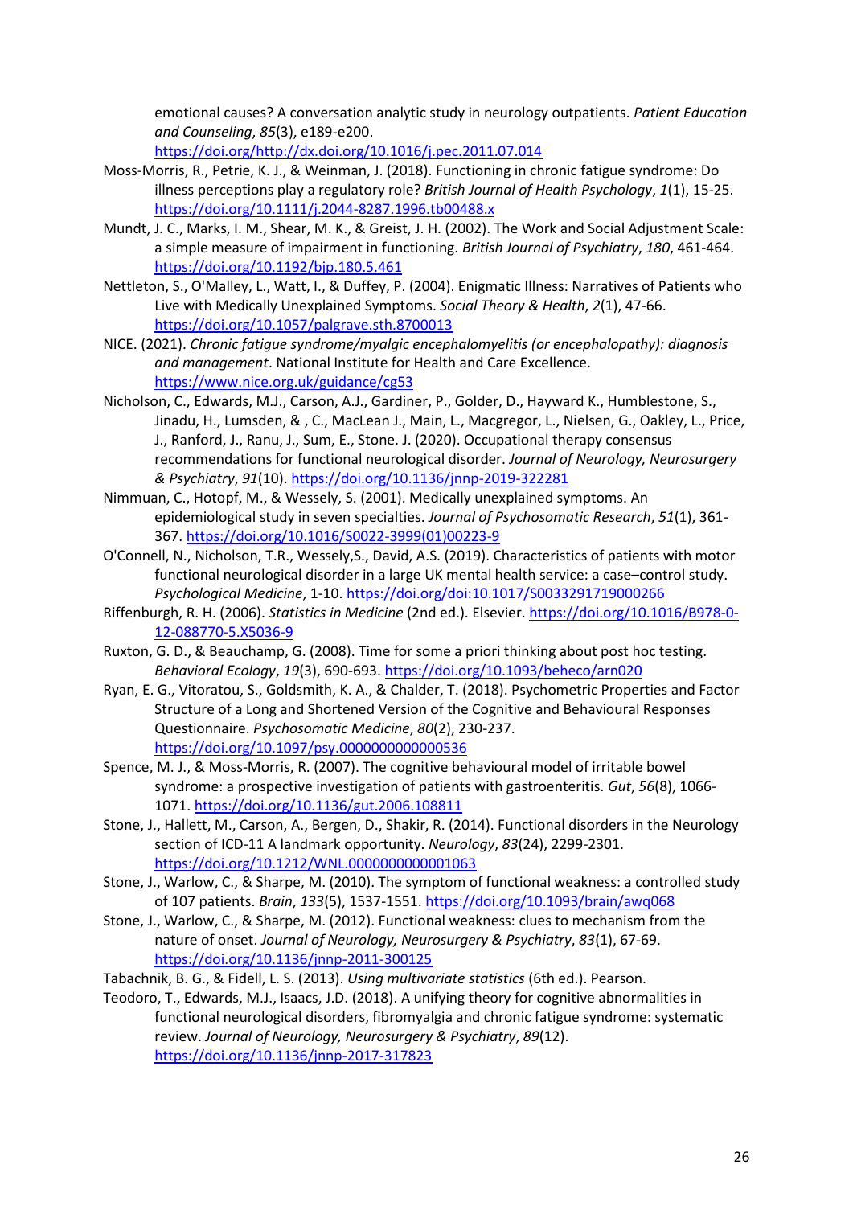emotional causes? A conversation analytic study in neurology outpatients. *Patient Education and Counseling*, *85*(3), e189-e200. https://doi.org/http://dx.doi.org/10.1016/j.pec.2011.07.014

Moss-Morris, R., Petrie, K. J., & Weinman, J. (2018). Functioning in chronic fatigue syndrome: Do illness perceptions play a regulatory role? *British Journal of Health Psychology*, *1*(1), 15-25. https://doi.org/10.1111/j.2044-8287.1996.tb00488.x

Mundt, J. C., Marks, I. M., Shear, M. K., & Greist, J. H. (2002). The Work and Social Adjustment Scale: a simple measure of impairment in functioning. *British Journal of Psychiatry*, *180*, 461-464. https://doi.org/10.1192/bjp.180.5.461

Nettleton, S., O'Malley, L., Watt, I., & Duffey, P. (2004). Enigmatic Illness: Narratives of Patients who Live with Medically Unexplained Symptoms. *Social Theory & Health*, *2*(1), 47-66. https://doi.org/10.1057/palgrave.sth.8700013

NICE. (2021). *Chronic fatigue syndrome/myalgic encephalomyelitis (or encephalopathy): diagnosis and management*. National Institute for Health and Care Excellence. https://www.nice.org.uk/guidance/cg53

Nicholson, C., Edwards, M.J., Carson, A.J., Gardiner, P., Golder, D., Hayward K., Humblestone, S., Jinadu, H., Lumsden, & , C., MacLean J., Main, L., Macgregor, L., Nielsen, G., Oakley, L., Price, J., Ranford, J., Ranu, J., Sum, E., Stone. J. (2020). Occupational therapy consensus recommendations for functional neurological disorder. *Journal of Neurology, Neurosurgery & Psychiatry*, *91*(10). https://doi.org/10.1136/jnnp-2019-322281

Nimmuan, C., Hotopf, M., & Wessely, S. (2001). Medically unexplained symptoms. An epidemiological study in seven specialties. *Journal of Psychosomatic Research*, *51*(1), 361-367. https://doi.org/10.1016/S0022-3999(01)00223-9

O'Connell, N., Nicholson, T.R., Wessely,S., David, A.S. (2019). Characteristics of patients with motor functional neurological disorder in a large UK mental health service: a case–control study. *Psychological Medicine*, 1-10. https://doi.org/doi:10.1017/S0033291719000266

Riffenburgh, R. H. (2006). *Statistics in Medicine* (2nd ed.). Elsevier. https://doi.org/10.1016/B978-0-12-088770-5.X5036-9

Ruxton, G. D., & Beauchamp, G. (2008). Time for some a priori thinking about post hoc testing. *Behavioral Ecology*, *19*(3), 690-693. https://doi.org/10.1093/beheco/arn020

Ryan, E. G., Vitoratou, S., Goldsmith, K. A., & Chalder, T. (2018). Psychometric Properties and Factor Structure of a Long and Shortened Version of the Cognitive and Behavioural Responses Questionnaire. *Psychosomatic Medicine*, *80*(2), 230-237. https://doi.org/10.1097/psy.0000000000000536

Spence, M. J., & Moss-Morris, R. (2007). The cognitive behavioural model of irritable bowel syndrome: a prospective investigation of patients with gastroenteritis. *Gut*, *56*(8), 1066-1071. https://doi.org/10.1136/gut.2006.108811

Stone, J., Hallett, M., Carson, A., Bergen, D., Shakir, R. (2014). Functional disorders in the Neurology section of ICD-11 A landmark opportunity. *Neurology*, *83*(24), 2299-2301. https://doi.org/10.1212/WNL.0000000000001063

Stone, J., Warlow, C., & Sharpe, M. (2010). The symptom of functional weakness: a controlled study of 107 patients. *Brain*, *133*(5), 1537-1551. https://doi.org/10.1093/brain/awq068

Stone, J., Warlow, C., & Sharpe, M. (2012). Functional weakness: clues to mechanism from the nature of onset. *Journal of Neurology, Neurosurgery & Psychiatry*, *83*(1), 67-69. https://doi.org/10.1136/jnnp-2011-300125

Tabachnik, B. G., & Fidell, L. S. (2013). *Using multivariate statistics* (6th ed.). Pearson.

Teodoro, T., Edwards, M.J., Isaacs, J.D. (2018). A unifying theory for cognitive abnormalities in functional neurological disorders, fibromyalgia and chronic fatigue syndrome: systematic review. *Journal of Neurology, Neurosurgery & Psychiatry*, *89*(12). https://doi.org/10.1136/jnnp-2017-317823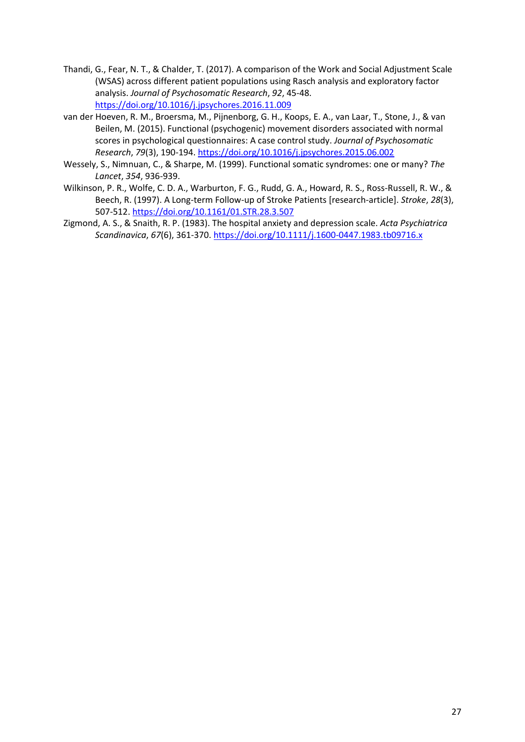Thandi, G., Fear, N. T., & Chalder, T. (2017). A comparison of the Work and Social Adjustment Scale (WSAS) across different patient populations using Rasch analysis and exploratory factor analysis. *Journal of Psychosomatic Research*, *92*, 45-48. https://doi.org/10.1016/j.jpsychores.2016.11.009

van der Hoeven, R. M., Broersma, M., Pijnenborg, G. H., Koops, E. A., van Laar, T., Stone, J., & van Beilen, M. (2015). Functional (psychogenic) movement disorders associated with normal scores in psychological questionnaires: A case control study. *Journal of Psychosomatic Research*, *79*(3), 190-194. https://doi.org/10.1016/j.jpsychores.2015.06.002

Wessely, S., Nimnuan, C., & Sharpe, M. (1999). Functional somatic syndromes: one or many? *The Lancet*, *354*, 936-939.

Wilkinson, P. R., Wolfe, C. D. A., Warburton, F. G., Rudd, G. A., Howard, R. S., Ross-Russell, R. W., & Beech, R. (1997). A Long-term Follow-up of Stroke Patients [research-article]. *Stroke*, *28*(3), 507-512. https://doi.org/10.1161/01.STR.28.3.507

Zigmond, A. S., & Snaith, R. P. (1983). The hospital anxiety and depression scale. *Acta Psychiatrica Scandinavica*, *67*(6), 361-370. https://doi.org/10.1111/j.1600-0447.1983.tb09716.x